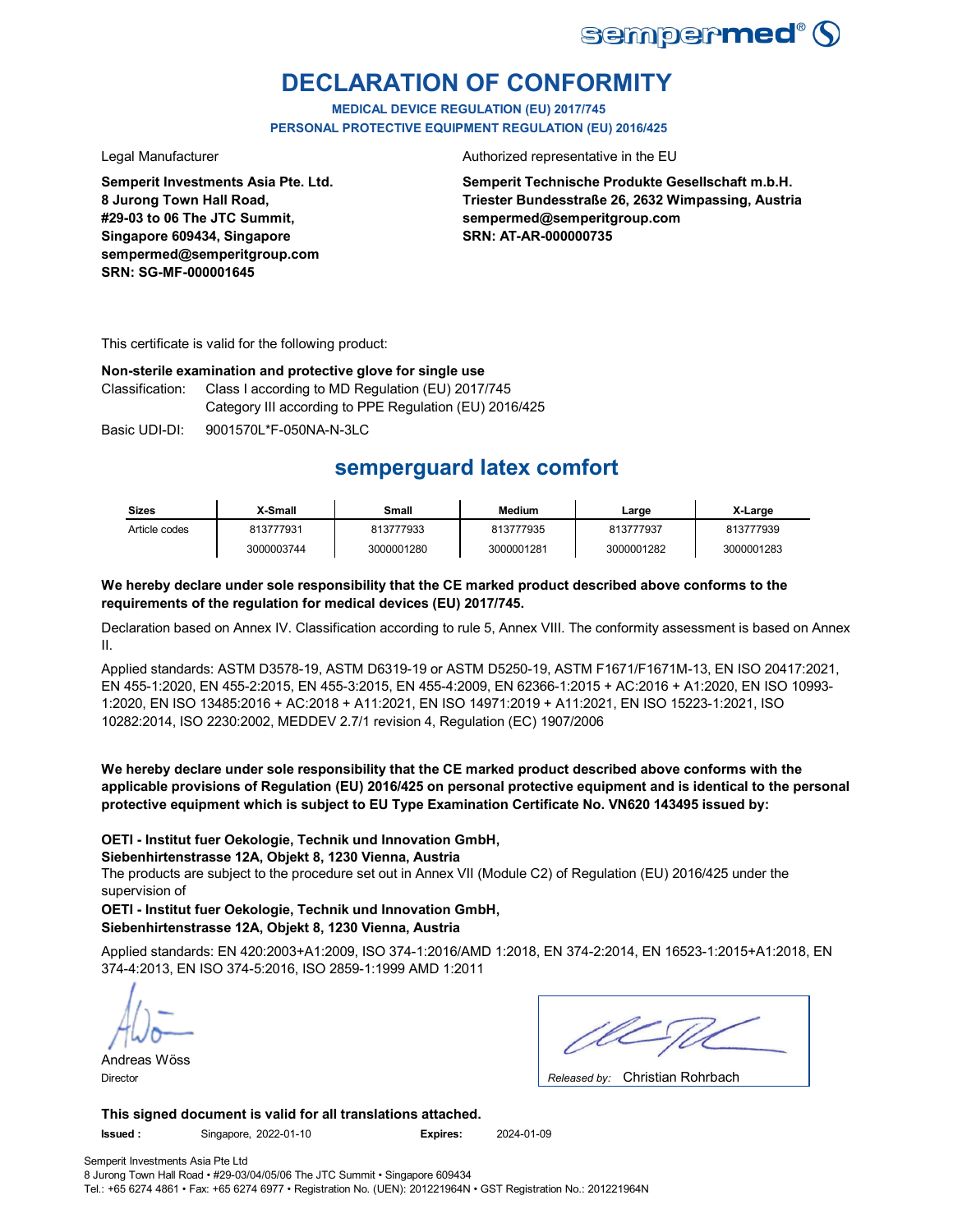sempermed®

# DECLARATION OF CONFORMITY

**MEDICAL DEVICE REGULATION (EU) 2017/745**
**PERSONAL PROTECTIVE EQUIPMENT REGULATION (EU) 2016/425**

Legal Manufacturer

**Semperit Investments Asia Pte. Ltd.**
**8 Jurong Town Hall Road,**
**#29-03 to 06 The JTC Summit,**
**Singapore 609434, Singapore**
**sempermed@semperitgroup.com**
**SRN: SG-MF-000001645**

Authorized representative in the EU

**Semperit Technische Produkte Gesellschaft m.b.H.**
**Triester Bundesstraße 26, 2632 Wimpassing, Austria**
**sempermed@semperitgroup.com**
**SRN: AT-AR-000000735**

This certificate is valid for the following product:

**Non-sterile examination and protective glove for single use**

Classification: Class I according to MD Regulation (EU) 2017/745
Category III according to PPE Regulation (EU) 2016/425

Basic UDI-DI: 9001570L*F-050NA-N-3LC

## semperguard latex comfort

| Sizes | X-Small | Small | Medium | Large | X-Large |
|---|---|---|---|---|---|
| Article codes | 813777931 | 813777933 | 813777935 | 813777937 | 813777939 |
| | 3000003744 | 3000001280 | 3000001281 | 3000001282 | 3000001283 |

**We hereby declare under sole responsibility that the CE marked product described above conforms to the requirements of the regulation for medical devices (EU) 2017/745.**

Declaration based on Annex IV. Classification according to rule 5, Annex VIII. The conformity assessment is based on Annex II.

Applied standards: ASTM D3578-19, ASTM D6319-19 or ASTM D5250-19, ASTM F1671/F1671M-13, EN ISO 20417:2021, EN 455-1:2020, EN 455-2:2015, EN 455-3:2015, EN 455-4:2009, EN 62366-1:2015 + AC:2016 + A1:2020, EN ISO 10993-1:2020, EN ISO 13485:2016 + AC:2018 + A11:2021, EN ISO 14971:2019 + A11:2021, EN ISO 15223-1:2021, ISO 10282:2014, ISO 2230:2002, MEDDEV 2.7/1 revision 4, Regulation (EC) 1907/2006

**We hereby declare under sole responsibility that the CE marked product described above conforms with the applicable provisions of Regulation (EU) 2016/425 on personal protective equipment and is identical to the personal protective equipment which is subject to EU Type Examination Certificate No. VN620 143495 issued by:**

**OETI - Institut fuer Oekologie, Technik und Innovation GmbH,**
**Siebenhirtenstrasse 12A, Objekt 8, 1230 Vienna, Austria**
The products are subject to the procedure set out in Annex VII (Module C2) of Regulation (EU) 2016/425 under the supervision of
**OETI - Institut fuer Oekologie, Technik und Innovation GmbH,**
**Siebenhirtenstrasse 12A, Objekt 8, 1230 Vienna, Austria**

Applied standards: EN 420:2003+A1:2009, ISO 374-1:2016/AMD 1:2018, EN 374-2:2014, EN 16523-1:2015+A1:2018, EN 374-4:2013, EN ISO 374-5:2016, ISO 2859-1:1999 AMD 1:2011

Andreas Wöss
Director

*Released by:* Christian Rohrbach

**This signed document is valid for all translations attached.**

**Issued :** Singapore, 2022-01-10 **Expires:** 2024-01-09

Semperit Investments Asia Pte Ltd
8 Jurong Town Hall Road • #29-03/04/05/06 The JTC Summit • Singapore 609434
Tel.: +65 6274 4861 • Fax: +65 6274 6977 • Registration No. (UEN): 201221964N • GST Registration No.: 201221964N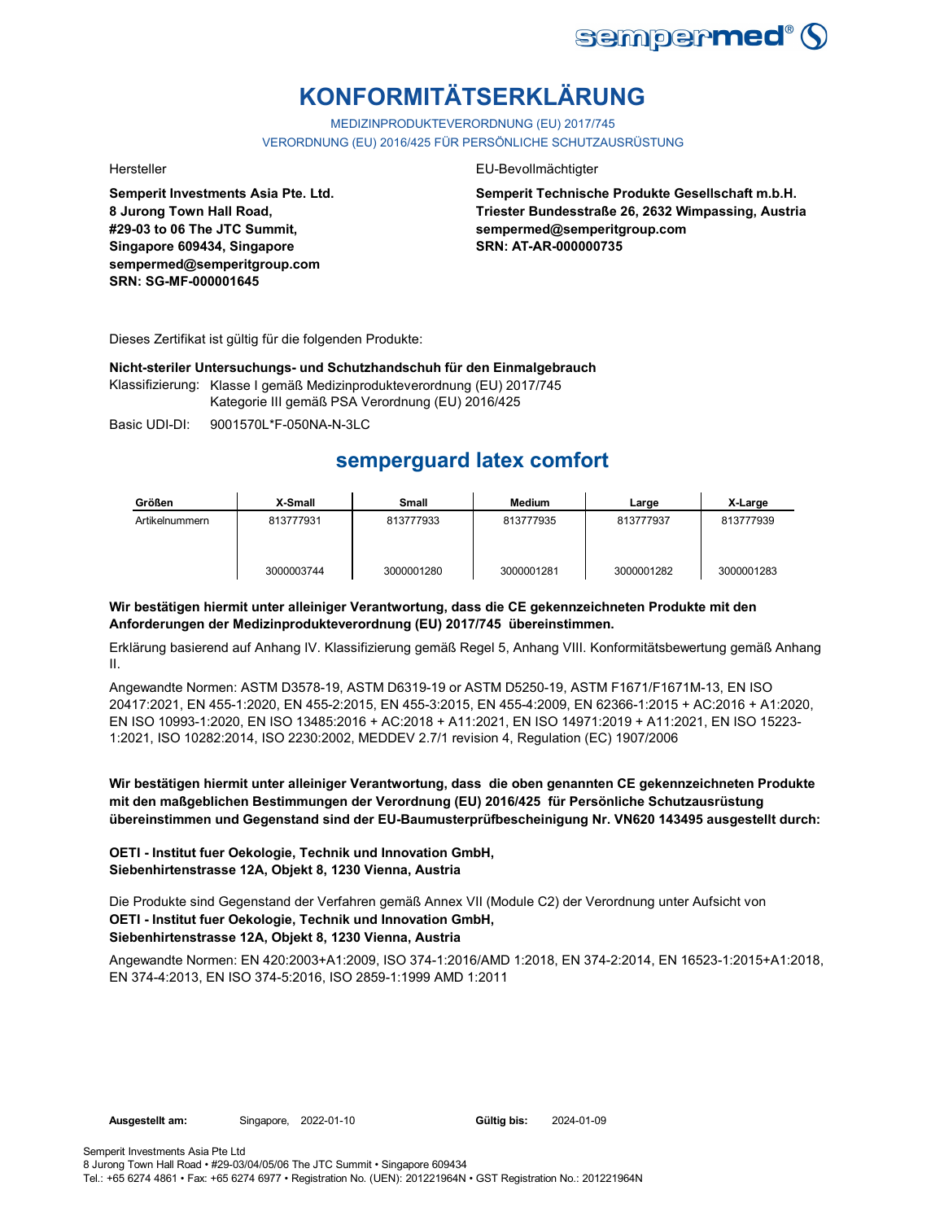# KONFORMITÄTSERKLÄRUNG

MEDIZINPRODUKTEVERORDNUNG (EU) 2017/745
VERORDNUNG (EU) 2016/425 FÜR PERSÖNLICHE SCHUTZAUSRÜSTUNG

Hersteller

**Semperit Investments Asia Pte. Ltd.**
**8 Jurong Town Hall Road,**
**#29-03 to 06 The JTC Summit,**
**Singapore 609434, Singapore**
**sempermed@semperitgroup.com**
**SRN: SG-MF-000001645**

EU-Bevollmächtigter

**Semperit Technische Produkte Gesellschaft m.b.H.**
**Triester Bundesstraße 26, 2632 Wimpassing, Austria**
**sempermed@semperitgroup.com**
**SRN: AT-AR-000000735**

Dieses Zertifikat ist gültig für die folgenden Produkte:

**Nicht-steriler Untersuchungs- und Schutzhandschuh für den Einmalgebrauch**

Klassifizierung: Klasse I gemäß Medizinprodukteverordnung (EU) 2017/745
Kategorie III gemäß PSA Verordnung (EU) 2016/425

Basic UDI-DI: 9001570L*F-050NA-N-3LC

## semperguard latex comfort

| Größen | X-Small | Small | Medium | Large | X-Large |
|---|---|---|---|---|---|
| Artikelnummern | 813777931 | 813777933 | 813777935 | 813777937 | 813777939 |
| | 3000003744 | 3000001280 | 3000001281 | 3000001282 | 3000001283 |

**Wir bestätigen hiermit unter alleiniger Verantwortung, dass die CE gekennzeichneten Produkte mit den Anforderungen der Medizinprodukteverordnung (EU) 2017/745 übereinstimmen.**

Erklärung basierend auf Anhang IV. Klassifizierung gemäß Regel 5, Anhang VIII. Konformitätsbewertung gemäß Anhang II.

Angewandte Normen: ASTM D3578-19, ASTM D6319-19 or ASTM D5250-19, ASTM F1671/F1671M-13, EN ISO 20417:2021, EN 455-1:2020, EN 455-2:2015, EN 455-3:2015, EN 455-4:2009, EN 62366-1:2015 + AC:2016 + A1:2020, EN ISO 10993-1:2020, EN ISO 13485:2016 + AC:2018 + A11:2021, EN ISO 14971:2019 + A11:2021, EN ISO 15223-1:2021, ISO 10282:2014, ISO 2230:2002, MEDDEV 2.7/1 revision 4, Regulation (EC) 1907/2006

**Wir bestätigen hiermit unter alleiniger Verantwortung, dass die oben genannten CE gekennzeichneten Produkte mit den maßgeblichen Bestimmungen der Verordnung (EU) 2016/425 für Persönliche Schutzausrüstung übereinstimmen und Gegenstand sind der EU-Baumusterprüfbescheinigung Nr. VN620 143495 ausgestellt durch:**

**OETI - Institut fuer Oekologie, Technik und Innovation GmbH,**
**Siebenhirtenstrasse 12A, Objekt 8, 1230 Vienna, Austria**

Die Produkte sind Gegenstand der Verfahren gemäß Annex VII (Module C2) der Verordnung unter Aufsicht von
**OETI - Institut fuer Oekologie, Technik und Innovation GmbH,**
**Siebenhirtenstrasse 12A, Objekt 8, 1230 Vienna, Austria**

Angewandte Normen: EN 420:2003+A1:2009, ISO 374-1:2016/AMD 1:2018, EN 374-2:2014, EN 16523-1:2015+A1:2018, EN 374-4:2013, EN ISO 374-5:2016, ISO 2859-1:1999 AMD 1:2011

**Ausgestellt am:** Singapore, 2022-01-10 **Gültig bis:** 2024-01-09

Semperit Investments Asia Pte Ltd
8 Jurong Town Hall Road • #29-03/04/05/06 The JTC Summit • Singapore 609434
Tel.: +65 6274 4861 • Fax: +65 6274 6977 • Registration No. (UEN): 201221964N • GST Registration No.: 201221964N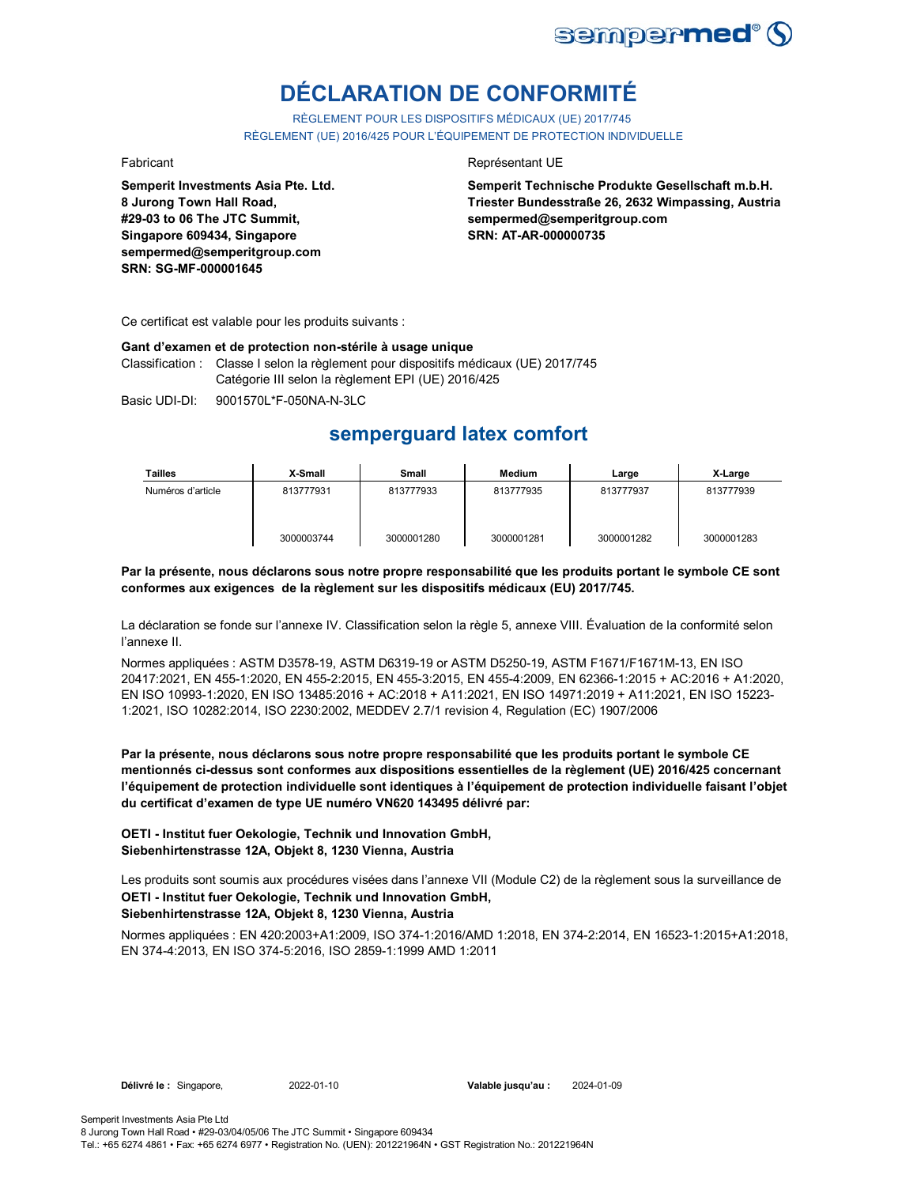# DÉCLARATION DE CONFORMITÉ

RÈGLEMENT POUR LES DISPOSITIFS MÉDICAUX (UE) 2017/745
RÈGLEMENT (UE) 2016/425 POUR L'ÉQUIPEMENT DE PROTECTION INDIVIDUELLE

Fabricant

**Semperit Investments Asia Pte. Ltd.**
**8 Jurong Town Hall Road,**
**#29-03 to 06 The JTC Summit,**
**Singapore 609434, Singapore**
**sempermed@semperitgroup.com**
**SRN: SG-MF-000001645**

Représentant UE

**Semperit Technische Produkte Gesellschaft m.b.H.**
**Triester Bundesstraße 26, 2632 Wimpassing, Austria**
**sempermed@semperitgroup.com**
**SRN: AT-AR-000000735**

Ce certificat est valable pour les produits suivants :

**Gant d'examen et de protection non-stérile à usage unique**

Classification : Classe I selon la règlement pour dispositifs médicaux (UE) 2017/745
Catégorie III selon la règlement EPI (UE) 2016/425

Basic UDI-DI: 9001570L*F-050NA-N-3LC

## semperguard latex comfort

| Tailles | X-Small | Small | Medium | Large | X-Large |
|---|---|---|---|---|---|
| Numéros d'article | 813777931 | 813777933 | 813777935 | 813777937 | 813777939 |
| | 3000003744 | 3000001280 | 3000001281 | 3000001282 | 3000001283 |

**Par la présente, nous déclarons sous notre propre responsabilité que les produits portant le symbole CE sont conformes aux exigences de la règlement sur les dispositifs médicaux (EU) 2017/745.**

La déclaration se fonde sur l'annexe IV. Classification selon la règle 5, annexe VIII. Évaluation de la conformité selon l'annexe II.

Normes appliquées : ASTM D3578-19, ASTM D6319-19 or ASTM D5250-19, ASTM F1671/F1671M-13, EN ISO 20417:2021, EN 455-1:2020, EN 455-2:2015, EN 455-3:2015, EN 455-4:2009, EN 62366-1:2015 + AC:2016 + A1:2020, EN ISO 10993-1:2020, EN ISO 13485:2016 + AC:2018 + A11:2021, EN ISO 14971:2019 + A11:2021, EN ISO 15223-1:2021, ISO 10282:2014, ISO 2230:2002, MEDDEV 2.7/1 revision 4, Regulation (EC) 1907/2006

**Par la présente, nous déclarons sous notre propre responsabilité que les produits portant le symbole CE mentionnés ci-dessus sont conformes aux dispositions essentielles de la règlement (UE) 2016/425 concernant l'équipement de protection individuelle sont identiques à l'équipement de protection individuelle faisant l'objet du certificat d'examen de type UE numéro VN620 143495 délivré par:**

**OETI - Institut fuer Oekologie, Technik und Innovation GmbH,**
**Siebenhirtenstrasse 12A, Objekt 8, 1230 Vienna, Austria**

Les produits sont soumis aux procédures visées dans l'annexe VII (Module C2) de la règlement sous la surveillance de
**OETI - Institut fuer Oekologie, Technik und Innovation GmbH,**
**Siebenhirtenstrasse 12A, Objekt 8, 1230 Vienna, Austria**

Normes appliquées : EN 420:2003+A1:2009, ISO 374-1:2016/AMD 1:2018, EN 374-2:2014, EN 16523-1:2015+A1:2018, EN 374-4:2013, EN ISO 374-5:2016, ISO 2859-1:1999 AMD 1:2011

**Délivré le :** Singapore, 2022-01-10 **Valable jusqu'au :** 2024-01-09

Semperit Investments Asia Pte Ltd
8 Jurong Town Hall Road • #29-03/04/05/06 The JTC Summit • Singapore 609434
Tel.: +65 6274 4861 • Fax: +65 6274 6977 • Registration No. (UEN): 201221964N • GST Registration No.: 201221964N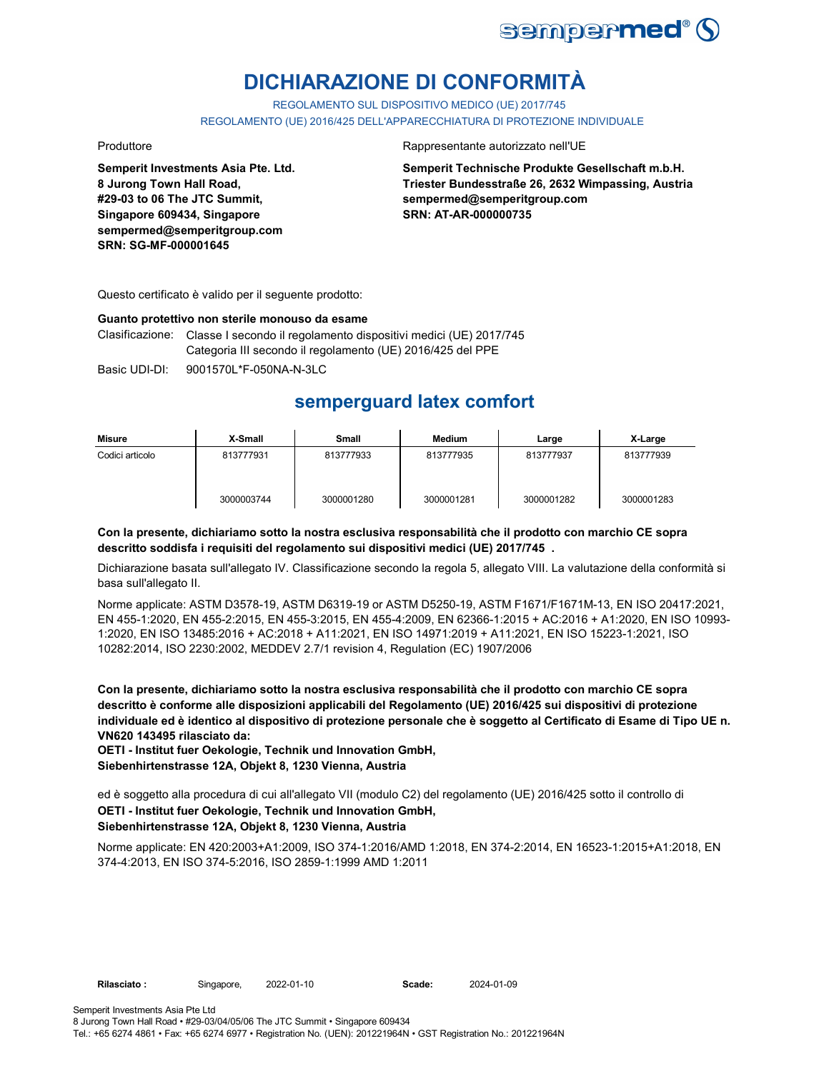# DICHIARAZIONE DI CONFORMITÀ

REGOLAMENTO SUL DISPOSITIVO MEDICO (UE) 2017/745
REGOLAMENTO (UE) 2016/425 DELL'APPARECCHIATURA DI PROTEZIONE INDIVIDUALE

Produttore

**Semperit Investments Asia Pte. Ltd.**
**8 Jurong Town Hall Road,**
**#29-03 to 06 The JTC Summit,**
**Singapore 609434, Singapore**
**sempermed@semperitgroup.com**
**SRN: SG-MF-000001645**

Rappresentante autorizzato nell'UE

**Semperit Technische Produkte Gesellschaft m.b.H.**
**Triester Bundesstraße 26, 2632 Wimpassing, Austria**
**sempermed@semperitgroup.com**
**SRN: AT-AR-000000735**

Questo certificato è valido per il seguente prodotto:

**Guanto protettivo non sterile monouso da esame**

Clasificazione: Classe I secondo il regolamento dispositivi medici (UE) 2017/745
Categoria III secondo il regolamento (UE) 2016/425 del PPE

Basic UDI-DI: 9001570L*F-050NA-N-3LC

## semperguard latex comfort

| Misure | X-Small | Small | Medium | Large | X-Large |
|---|---|---|---|---|---|
| Codici articolo | 813777931<br>3000003744 | 813777933<br>3000001280 | 813777935<br>3000001281 | 813777937<br>3000001282 | 813777939<br>3000001283 |

**Con la presente, dichiariamo sotto la nostra esclusiva responsabilità che il prodotto con marchio CE sopra descritto soddisfa i requisiti del regolamento sui dispositivi medici (UE) 2017/745 .**

Dichiarazione basata sull'allegato IV. Classificazione secondo la regola 5, allegato VIII. La valutazione della conformità si basa sull'allegato II.

Norme applicate: ASTM D3578-19, ASTM D6319-19 or ASTM D5250-19, ASTM F1671/F1671M-13, EN ISO 20417:2021, EN 455-1:2020, EN 455-2:2015, EN 455-3:2015, EN 455-4:2009, EN 62366-1:2015 + AC:2016 + A1:2020, EN ISO 10993-1:2020, EN ISO 13485:2016 + AC:2018 + A11:2021, EN ISO 14971:2019 + A11:2021, EN ISO 15223-1:2021, ISO 10282:2014, ISO 2230:2002, MEDDEV 2.7/1 revision 4, Regulation (EC) 1907/2006

**Con la presente, dichiariamo sotto la nostra esclusiva responsabilità che il prodotto con marchio CE sopra descritto è conforme alle disposizioni applicabili del Regolamento (UE) 2016/425 sui dispositivi di protezione individuale ed è identico al dispositivo di protezione personale che è soggetto al Certificato di Esame di Tipo UE n. VN620 143495 rilasciato da:**
**OETI - Institut fuer Oekologie, Technik und Innovation GmbH,**
**Siebenhirtenstrasse 12A, Objekt 8, 1230 Vienna, Austria**

ed è soggetto alla procedura di cui all'allegato VII (modulo C2) del regolamento (UE) 2016/425 sotto il controllo di
**OETI - Institut fuer Oekologie, Technik und Innovation GmbH,**
**Siebenhirtenstrasse 12A, Objekt 8, 1230 Vienna, Austria**

Norme applicate: EN 420:2003+A1:2009, ISO 374-1:2016/AMD 1:2018, EN 374-2:2014, EN 16523-1:2015+A1:2018, EN 374-4:2013, EN ISO 374-5:2016, ISO 2859-1:1999 AMD 1:2011

**Rilasciato :** Singapore, 2022-01-10 **Scade:** 2024-01-09

Semperit Investments Asia Pte Ltd
8 Jurong Town Hall Road • #29-03/04/05/06 The JTC Summit • Singapore 609434
Tel.: +65 6274 4861 • Fax: +65 6274 6977 • Registration No. (UEN): 201221964N • GST Registration No.: 201221964N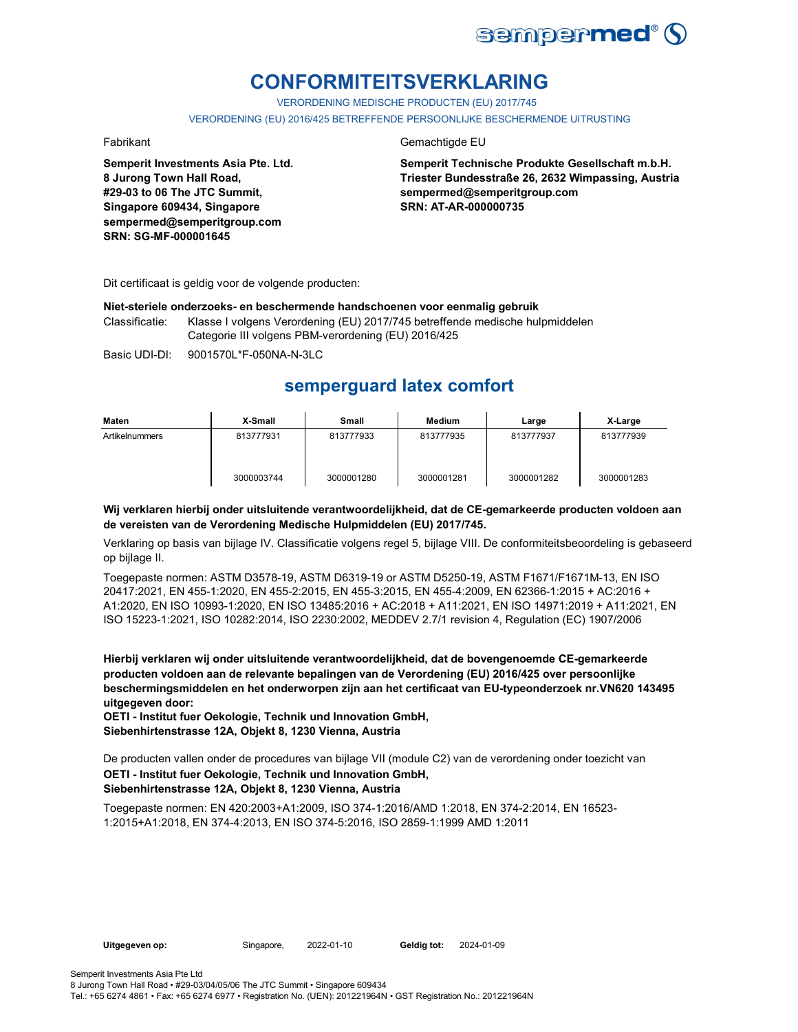# CONFORMITEITSVERKLARING

VERORDENING MEDISCHE PRODUCTEN (EU) 2017/745

VERORDENING (EU) 2016/425 BETREFFENDE PERSOONLIJKE BESCHERMENDE UITRUSTING

Fabrikant

**Semperit Investments Asia Pte. Ltd.**
**8 Jurong Town Hall Road,**
**#29-03 to 06 The JTC Summit,**
**Singapore 609434, Singapore**
**sempermed@semperitgroup.com**
**SRN: SG-MF-000001645**

Gemachtigde EU

**Semperit Technische Produkte Gesellschaft m.b.H.**
**Triester Bundesstraße 26, 2632 Wimpassing, Austria**
**sempermed@semperitgroup.com**
**SRN: AT-AR-000000735**

Dit certificaat is geldig voor de volgende producten:

**Niet-steriele onderzoeks- en beschermende handschoenen voor eenmalig gebruik**

Classificatie: Klasse I volgens Verordening (EU) 2017/745 betreffende medische hulpmiddelen
Categorie III volgens PBM-verordening (EU) 2016/425

Basic UDI-DI: 9001570L*F-050NA-N-3LC

## semperguard latex comfort

| Maten | X-Small | Small | Medium | Large | X-Large |
|---|---|---|---|---|---|
| Artikelnummers | 813777931<br><br>3000003744 | 813777933<br><br>3000001280 | 813777935<br><br>3000001281 | 813777937<br><br>3000001282 | 813777939<br><br>3000001283 |

**Wij verklaren hierbij onder uitsluitende verantwoordelijkheid, dat de CE-gemarkeerde producten voldoen aan de vereisten van de Verordening Medische Hulpmiddelen (EU) 2017/745.**

Verklaring op basis van bijlage IV. Classificatie volgens regel 5, bijlage VIII. De conformiteitsbeoordeling is gebaseerd op bijlage II.

Toegepaste normen: ASTM D3578-19, ASTM D6319-19 or ASTM D5250-19, ASTM F1671/F1671M-13, EN ISO 20417:2021, EN 455-1:2020, EN 455-2:2015, EN 455-3:2015, EN 455-4:2009, EN 62366-1:2015 + AC:2016 + A1:2020, EN ISO 10993-1:2020, EN ISO 13485:2016 + AC:2018 + A11:2021, EN ISO 14971:2019 + A11:2021, EN ISO 15223-1:2021, ISO 10282:2014, ISO 2230:2002, MEDDEV 2.7/1 revision 4, Regulation (EC) 1907/2006

**Hierbij verklaren wij onder uitsluitende verantwoordelijkheid, dat de bovengenoemde CE-gemarkeerde producten voldoen aan de relevante bepalingen van de Verordening (EU) 2016/425 over persoonlijke beschermingsmiddelen en het onderworpen zijn aan het certificaat van EU-typeonderzoek nr.VN620 143495 uitgegeven door:**
**OETI - Institut fuer Oekologie, Technik und Innovation GmbH,**
**Siebenhirtenstrasse 12A, Objekt 8, 1230 Vienna, Austria**

De producten vallen onder de procedures van bijlage VII (module C2) van de verordening onder toezicht van
**OETI - Institut fuer Oekologie, Technik und Innovation GmbH,**
**Siebenhirtenstrasse 12A, Objekt 8, 1230 Vienna, Austria**

Toegepaste normen: EN 420:2003+A1:2009, ISO 374-1:2016/AMD 1:2018, EN 374-2:2014, EN 16523-1:2015+A1:2018, EN 374-4:2013, EN ISO 374-5:2016, ISO 2859-1:1999 AMD 1:2011

**Uitgegeven op:** Singapore, 2022-01-10 **Geldig tot:** 2024-01-09

Semperit Investments Asia Pte Ltd
8 Jurong Town Hall Road • #29-03/04/05/06 The JTC Summit • Singapore 609434
Tel.: +65 6274 4861 • Fax: +65 6274 6977 • Registration No. (UEN): 201221964N • GST Registration No.: 201221964N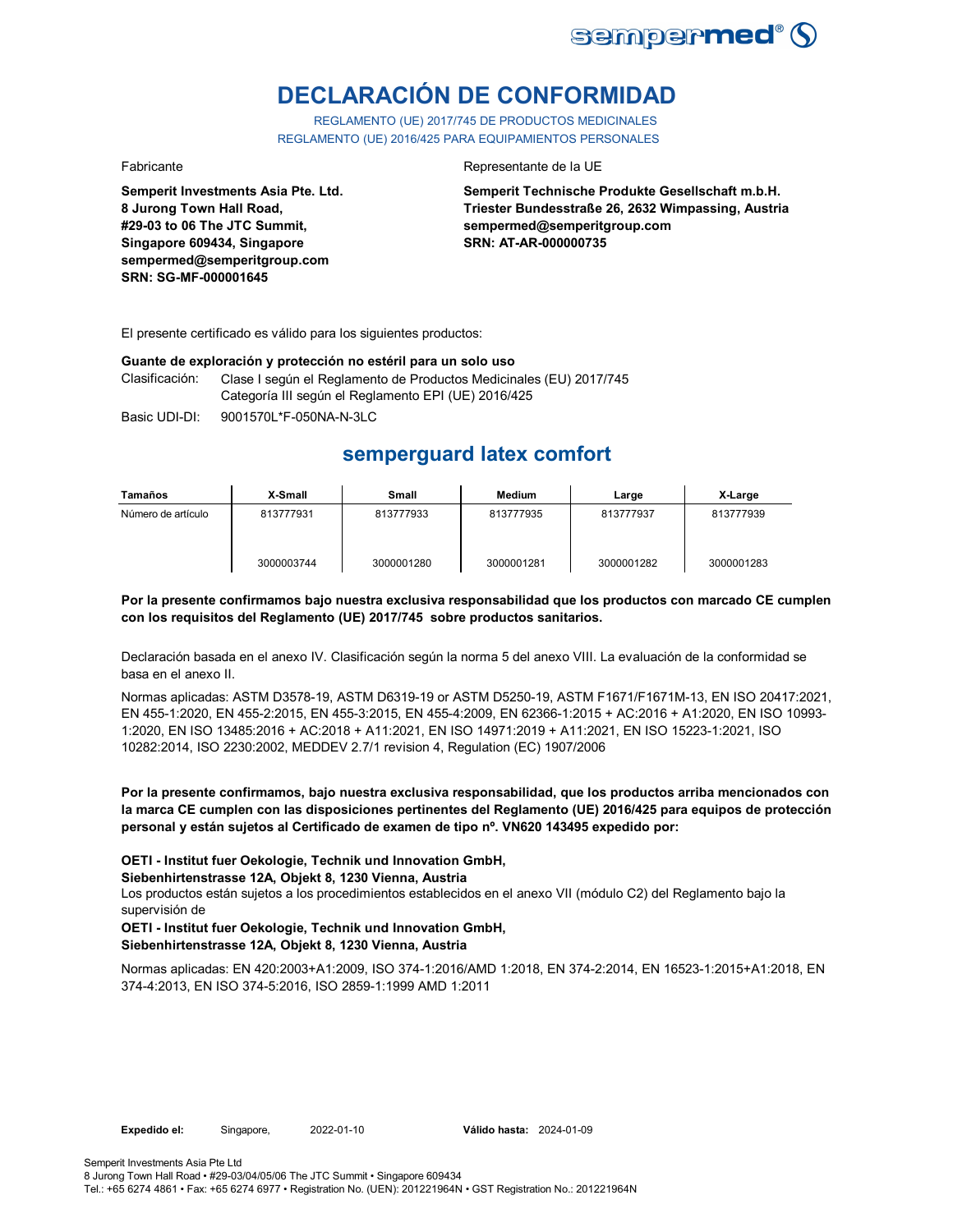# DECLARACIÓN DE CONFORMIDAD

REGLAMENTO (UE) 2017/745 DE PRODUCTOS MEDICINALES
REGLAMENTO (UE) 2016/425 PARA EQUIPAMIENTOS PERSONALES

Fabricante

**Semperit Investments Asia Pte. Ltd.**
**8 Jurong Town Hall Road,**
**#29-03 to 06 The JTC Summit,**
**Singapore 609434, Singapore**
**sempermed@semperitgroup.com**
**SRN: SG-MF-000001645**

Representante de la UE

**Semperit Technische Produkte Gesellschaft m.b.H.**
**Triester Bundesstraße 26, 2632 Wimpassing, Austria**
**sempermed@semperitgroup.com**
**SRN: AT-AR-000000735**

El presente certificado es válido para los siguientes productos:

**Guante de exploración y protección no estéril para un solo uso**

Clasificación: Clase I según el Reglamento de Productos Medicinales (EU) 2017/745
Categoría III según el Reglamento EPI (UE) 2016/425

Basic UDI-DI: 9001570L*F-050NA-N-3LC

## semperguard latex comfort

| Tamaños | X-Small | Small | Medium | Large | X-Large |
|---|---|---|---|---|---|
| Número de artículo | 813777931 | 813777933 | 813777935 | 813777937 | 813777939 |
| | 3000003744 | 3000001280 | 3000001281 | 3000001282 | 3000001283 |

**Por la presente confirmamos bajo nuestra exclusiva responsabilidad que los productos con marcado CE cumplen con los requisitos del Reglamento (UE) 2017/745 sobre productos sanitarios.**

Declaración basada en el anexo IV. Clasificación según la norma 5 del anexo VIII. La evaluación de la conformidad se basa en el anexo II.

Normas aplicadas: ASTM D3578-19, ASTM D6319-19 or ASTM D5250-19, ASTM F1671/F1671M-13, EN ISO 20417:2021, EN 455-1:2020, EN 455-2:2015, EN 455-3:2015, EN 455-4:2009, EN 62366-1:2015 + AC:2016 + A1:2020, EN ISO 10993-1:2020, EN ISO 13485:2016 + AC:2018 + A11:2021, EN ISO 14971:2019 + A11:2021, EN ISO 15223-1:2021, ISO 10282:2014, ISO 2230:2002, MEDDEV 2.7/1 revision 4, Regulation (EC) 1907/2006

**Por la presente confirmamos, bajo nuestra exclusiva responsabilidad, que los productos arriba mencionados con la marca CE cumplen con las disposiciones pertinentes del Reglamento (UE) 2016/425 para equipos de protección personal y están sujetos al Certificado de examen de tipo nº. VN620 143495 expedido por:**

**OETI - Institut fuer Oekologie, Technik und Innovation GmbH,**
**Siebenhirtenstrasse 12A, Objekt 8, 1230 Vienna, Austria**
Los productos están sujetos a los procedimientos establecidos en el anexo VII (módulo C2) del Reglamento bajo la supervisión de
**OETI - Institut fuer Oekologie, Technik und Innovation GmbH,**
**Siebenhirtenstrasse 12A, Objekt 8, 1230 Vienna, Austria**

Normas aplicadas: EN 420:2003+A1:2009, ISO 374-1:2016/AMD 1:2018, EN 374-2:2014, EN 16523-1:2015+A1:2018, EN 374-4:2013, EN ISO 374-5:2016, ISO 2859-1:1999 AMD 1:2011

**Expedido el:** Singapore, 2022-01-10 **Válido hasta:** 2024-01-09

Semperit Investments Asia Pte Ltd
8 Jurong Town Hall Road • #29-03/04/05/06 The JTC Summit • Singapore 609434
Tel.: +65 6274 4861 • Fax: +65 6274 6977 • Registration No. (UEN): 201221964N • GST Registration No.: 201221964N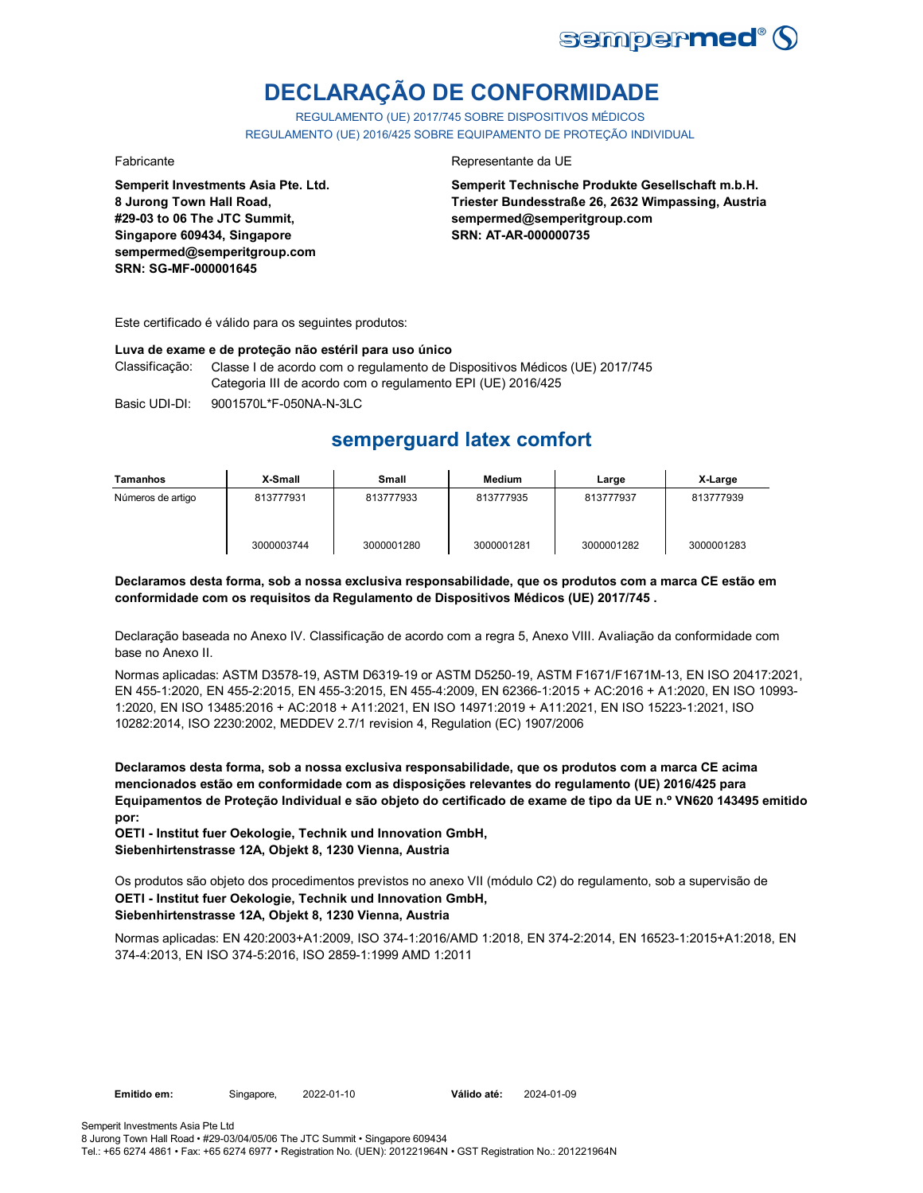sempermed®

# DECLARAÇÃO DE CONFORMIDADE

REGULAMENTO (UE) 2017/745 SOBRE DISPOSITIVOS MÉDICOS
REGULAMENTO (UE) 2016/425 SOBRE EQUIPAMENTO DE PROTEÇÃO INDIVIDUAL

Fabricante

**Semperit Investments Asia Pte. Ltd.**
**8 Jurong Town Hall Road,**
**#29-03 to 06 The JTC Summit,**
**Singapore 609434, Singapore**
**sempermed@semperitgroup.com**
**SRN: SG-MF-000001645**

Representante da UE

**Semperit Technische Produkte Gesellschaft m.b.H.**
**Triester Bundesstraße 26, 2632 Wimpassing, Austria**
**sempermed@semperitgroup.com**
**SRN: AT-AR-000000735**

Este certificado é válido para os seguintes produtos:

**Luva de exame e de proteção não estéril para uso único**

Classificação: Classe I de acordo com o regulamento de Dispositivos Médicos (UE) 2017/745
Categoria III de acordo com o regulamento EPI (UE) 2016/425

Basic UDI-DI: 9001570L*F-050NA-N-3LC

## semperguard latex comfort

| Tamanhos | X-Small | Small | Medium | Large | X-Large |
|---|---|---|---|---|---|
| Números de artigo | 813777931<br><br>3000003744 | 813777933<br><br>3000001280 | 813777935<br><br>3000001281 | 813777937<br><br>3000001282 | 813777939<br><br>3000001283 |

**Declaramos desta forma, sob a nossa exclusiva responsabilidade, que os produtos com a marca CE estão em conformidade com os requisitos da Regulamento de Dispositivos Médicos (UE) 2017/745 .**

Declaração baseada no Anexo IV. Classificação de acordo com a regra 5, Anexo VIII. Avaliação da conformidade com base no Anexo II.

Normas aplicadas: ASTM D3578-19, ASTM D6319-19 or ASTM D5250-19, ASTM F1671/F1671M-13, EN ISO 20417:2021, EN 455-1:2020, EN 455-2:2015, EN 455-3:2015, EN 455-4:2009, EN 62366-1:2015 + AC:2016 + A1:2020, EN ISO 10993-1:2020, EN ISO 13485:2016 + AC:2018 + A11:2021, EN ISO 14971:2019 + A11:2021, EN ISO 15223-1:2021, ISO 10282:2014, ISO 2230:2002, MEDDEV 2.7/1 revision 4, Regulation (EC) 1907/2006

**Declaramos desta forma, sob a nossa exclusiva responsabilidade, que os produtos com a marca CE acima mencionados estão em conformidade com as disposições relevantes do regulamento (UE) 2016/425 para Equipamentos de Proteção Individual e são objeto do certificado de exame de tipo da UE n.º VN620 143495 emitido por:**
**OETI - Institut fuer Oekologie, Technik und Innovation GmbH,**
**Siebenhirtenstrasse 12A, Objekt 8, 1230 Vienna, Austria**

Os produtos são objeto dos procedimentos previstos no anexo VII (módulo C2) do regulamento, sob a supervisão de
**OETI - Institut fuer Oekologie, Technik und Innovation GmbH,**
**Siebenhirtenstrasse 12A, Objekt 8, 1230 Vienna, Austria**

Normas aplicadas: EN 420:2003+A1:2009, ISO 374-1:2016/AMD 1:2018, EN 374-2:2014, EN 16523-1:2015+A1:2018, EN 374-4:2013, EN ISO 374-5:2016, ISO 2859-1:1999 AMD 1:2011

**Emitido em:** Singapore, 2022-01-10 **Válido até:** 2024-01-09

Semperit Investments Asia Pte Ltd
8 Jurong Town Hall Road • #29-03/04/05/06 The JTC Summit • Singapore 609434
Tel.: +65 6274 4861 • Fax: +65 6274 6977 • Registration No. (UEN): 201221964N • GST Registration No.: 201221964N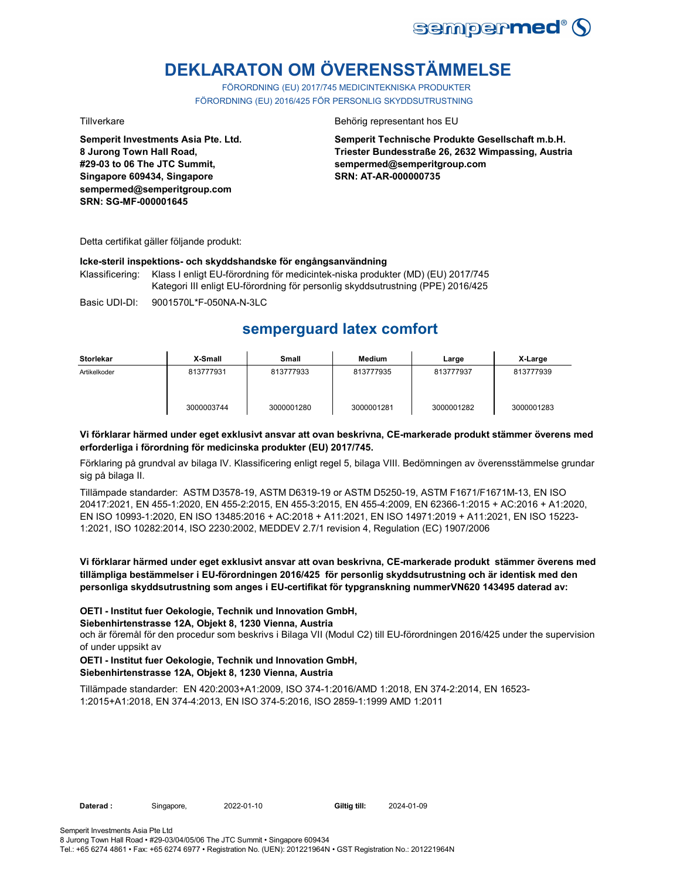# DEKLARATON OM ÖVERENSSTÄMMELSE

FÖRORDNING (EU) 2017/745 MEDICINTEKNISKA PRODUKTER
FÖRORDNING (EU) 2016/425 FÖR PERSONLIG SKYDDSUTRUSTNING

Tillverkare

**Semperit Investments Asia Pte. Ltd.**
**8 Jurong Town Hall Road,**
**#29-03 to 06 The JTC Summit,**
**Singapore 609434, Singapore**
**sempermed@semperitgroup.com**
**SRN: SG-MF-000001645**

Behörig representant hos EU

**Semperit Technische Produkte Gesellschaft m.b.H.**
**Triester Bundesstraße 26, 2632 Wimpassing, Austria**
**sempermed@semperitgroup.com**
**SRN: AT-AR-000000735**

Detta certifikat gäller följande produkt:

**Icke-steril inspektions- och skyddshandske för engångsanvändning**

Klassificering: Klass I enligt EU-förordning för medicintek-niska produkter (MD) (EU) 2017/745
Kategori III enligt EU-förordning för personlig skyddsutrustning (PPE) 2016/425

Basic UDI-DI: 9001570L*F-050NA-N-3LC

## semperguard latex comfort

| Storlekar | X-Small | Small | Medium | Large | X-Large |
|---|---|---|---|---|---|
| Artikelkoder | 813777931 | 813777933 | 813777935 | 813777937 | 813777939 |
| | 3000003744 | 3000001280 | 3000001281 | 3000001282 | 3000001283 |

**Vi förklarar härmed under eget exklusivt ansvar att ovan beskrivna, CE-markerade produkt stämmer överens med erforderliga i förordning för medicinska produkter (EU) 2017/745.**

Förklaring på grundval av bilaga IV. Klassificering enligt regel 5, bilaga VIII. Bedömningen av överensstämmelse grundar sig på bilaga II.

Tillämpade standarder: ASTM D3578-19, ASTM D6319-19 or ASTM D5250-19, ASTM F1671/F1671M-13, EN ISO 20417:2021, EN 455-1:2020, EN 455-2:2015, EN 455-3:2015, EN 455-4:2009, EN 62366-1:2015 + AC:2016 + A1:2020, EN ISO 10993-1:2020, EN ISO 13485:2016 + AC:2018 + A11:2021, EN ISO 14971:2019 + A11:2021, EN ISO 15223-1:2021, ISO 10282:2014, ISO 2230:2002, MEDDEV 2.7/1 revision 4, Regulation (EC) 1907/2006

**Vi förklarar härmed under eget exklusivt ansvar att ovan beskrivna, CE-markerade produkt stämmer överens med tillämpliga bestämmelser i EU-förordningen 2016/425 för personlig skyddsutrustning och är identisk med den personliga skyddsutrustning som anges i EU-certifikat för typgranskning nummerVN620 143495 daterad av:**

**OETI - Institut fuer Oekologie, Technik und Innovation GmbH,**
**Siebenhirtenstrasse 12A, Objekt 8, 1230 Vienna, Austria**
och är föremål för den procedur som beskrivs i Bilaga VII (Modul C2) till EU-förordningen 2016/425 under the supervision of under uppsikt av

**OETI - Institut fuer Oekologie, Technik und Innovation GmbH,**
**Siebenhirtenstrasse 12A, Objekt 8, 1230 Vienna, Austria**

Tillämpade standarder: EN 420:2003+A1:2009, ISO 374-1:2016/AMD 1:2018, EN 374-2:2014, EN 16523-1:2015+A1:2018, EN 374-4:2013, EN ISO 374-5:2016, ISO 2859-1:1999 AMD 1:2011

**Daterad :** Singapore, 2022-01-10 **Giltig till:** 2024-01-09

Semperit Investments Asia Pte Ltd
8 Jurong Town Hall Road • #29-03/04/05/06 The JTC Summit • Singapore 609434
Tel.: +65 6274 4861 • Fax: +65 6274 6977 • Registration No. (UEN): 201221964N • GST Registration No.: 201221964N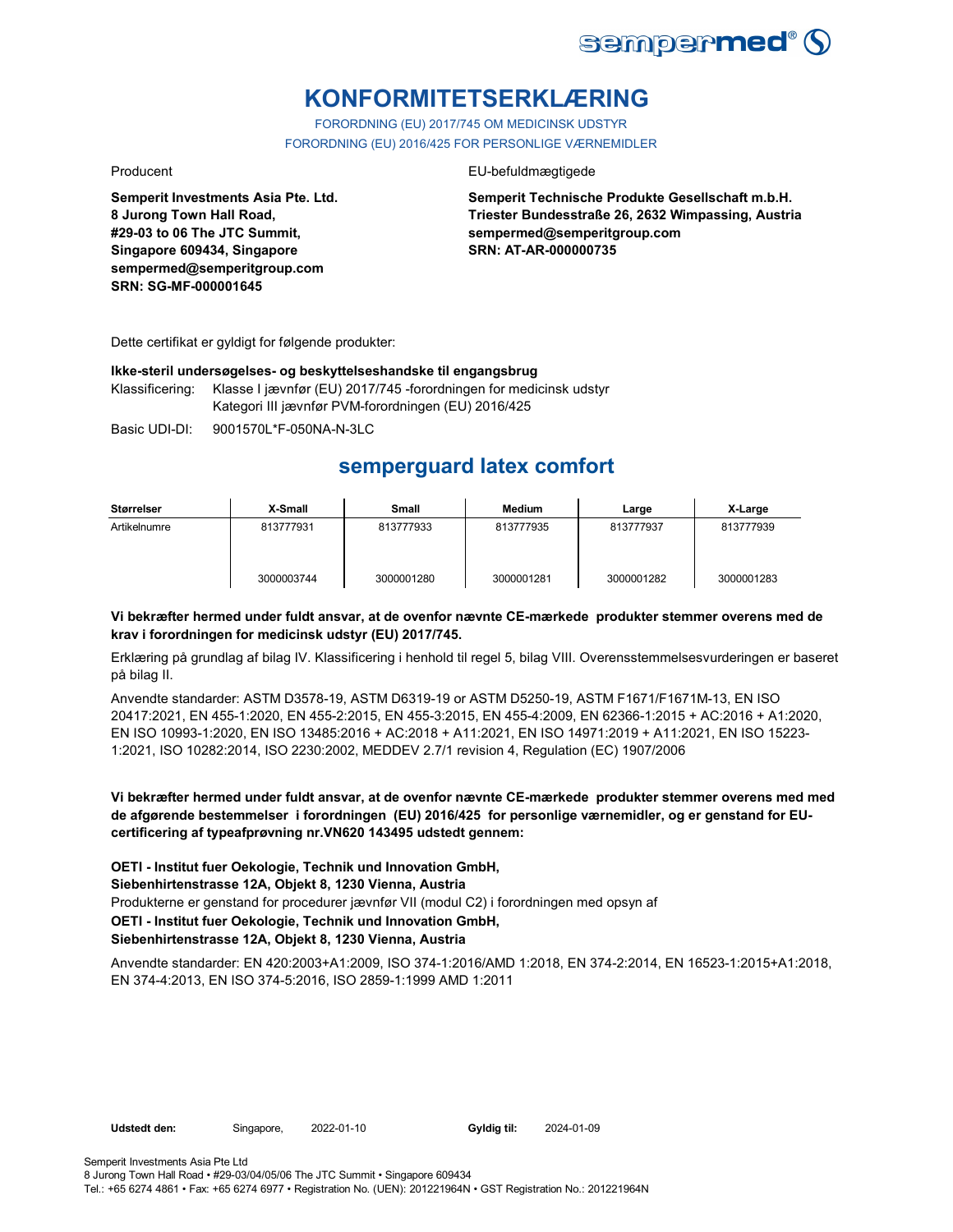# KONFORMITETSERKLÆRING

FORORDNING (EU) 2017/745 OM MEDICINSK UDSTYR
FORORDNING (EU) 2016/425 FOR PERSONLIGE VÆRNEMIDLER

Producent

**Semperit Investments Asia Pte. Ltd.**
**8 Jurong Town Hall Road,**
**#29-03 to 06 The JTC Summit,**
**Singapore 609434, Singapore**
**sempermed@semperitgroup.com**
**SRN: SG-MF-000001645**

EU-befuldmægtigede

**Semperit Technische Produkte Gesellschaft m.b.H.**
**Triester Bundesstraße 26, 2632 Wimpassing, Austria**
**sempermed@semperitgroup.com**
**SRN: AT-AR-000000735**

Dette certifikat er gyldigt for følgende produkter:

**Ikke-steril undersøgelses- og beskyttelseshandske til engangsbrug**

Klassificering: Klasse I jævnfør (EU) 2017/745 -forordningen for medicinsk udstyr
Kategori III jævnfør PVM-forordningen (EU) 2016/425

Basic UDI-DI: 9001570L*F-050NA-N-3LC

## semperguard latex comfort

| Størrelser | X-Small | Small | Medium | Large | X-Large |
|---|---|---|---|---|---|
| Artikelnumre | 813777931<br><br>3000003744 | 813777933<br><br>3000001280 | 813777935<br><br>3000001281 | 813777937<br><br>3000001282 | 813777939<br><br>3000001283 |

**Vi bekræfter hermed under fuldt ansvar, at de ovenfor nævnte CE-mærkede produkter stemmer overens med de krav i forordningen for medicinsk udstyr (EU) 2017/745.**

Erklæring på grundlag af bilag IV. Klassificering i henhold til regel 5, bilag VIII. Overensstemmelsesvurderingen er baseret på bilag II.

Anvendte standarder: ASTM D3578-19, ASTM D6319-19 or ASTM D5250-19, ASTM F1671/F1671M-13, EN ISO 20417:2021, EN 455-1:2020, EN 455-2:2015, EN 455-3:2015, EN 455-4:2009, EN 62366-1:2015 + AC:2016 + A1:2020, EN ISO 10993-1:2020, EN ISO 13485:2016 + AC:2018 + A11:2021, EN ISO 14971:2019 + A11:2021, EN ISO 15223-1:2021, ISO 10282:2014, ISO 2230:2002, MEDDEV 2.7/1 revision 4, Regulation (EC) 1907/2006

**Vi bekræfter hermed under fuldt ansvar, at de ovenfor nævnte CE-mærkede produkter stemmer overens med med de afgørende bestemmelser i forordningen (EU) 2016/425 for personlige værnemidler, og er genstand for EU-certificering af typeafprøvning nr.VN620 143495 udstedt gennem:**

**OETI - Institut fuer Oekologie, Technik und Innovation GmbH,**
**Siebenhirtenstrasse 12A, Objekt 8, 1230 Vienna, Austria**
Produkterne er genstand for procedurer jævnfør VII (modul C2) i forordningen med opsyn af
**OETI - Institut fuer Oekologie, Technik und Innovation GmbH,**
**Siebenhirtenstrasse 12A, Objekt 8, 1230 Vienna, Austria**

Anvendte standarder: EN 420:2003+A1:2009, ISO 374-1:2016/AMD 1:2018, EN 374-2:2014, EN 16523-1:2015+A1:2018, EN 374-4:2013, EN ISO 374-5:2016, ISO 2859-1:1999 AMD 1:2011

**Udstedt den:** Singapore, 2022-01-10 **Gyldig til:** 2024-01-09

Semperit Investments Asia Pte Ltd
8 Jurong Town Hall Road • #29-03/04/05/06 The JTC Summit • Singapore 609434
Tel.: +65 6274 4861 • Fax: +65 6274 6977 • Registration No. (UEN): 201221964N • GST Registration No.: 201221964N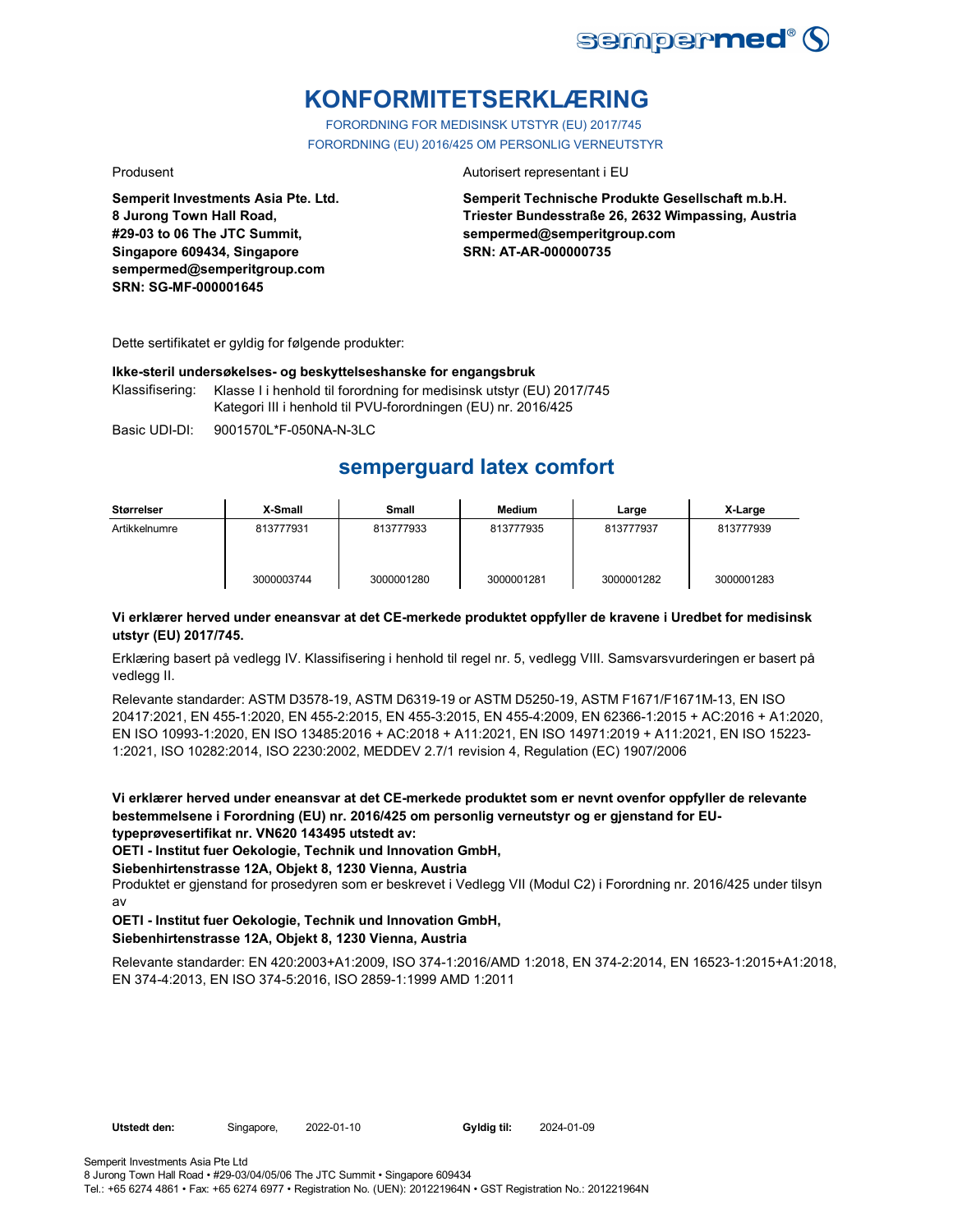# KONFORMITETSERKLÆRING

FORORDNING FOR MEDISINSK UTSTYR (EU) 2017/745

FORORDNING (EU) 2016/425 OM PERSONLIG VERNEUTSTYR

Produsent

**Semperit Investments Asia Pte. Ltd.**
**8 Jurong Town Hall Road,**
**#29-03 to 06 The JTC Summit,**
**Singapore 609434, Singapore**
**sempermed@semperitgroup.com**
**SRN: SG-MF-000001645**

Autorisert representant i EU

**Semperit Technische Produkte Gesellschaft m.b.H.**
**Triester Bundesstraße 26, 2632 Wimpassing, Austria**
**sempermed@semperitgroup.com**
**SRN: AT-AR-000000735**

Dette sertifikatet er gyldig for følgende produkter:

**Ikke-steril undersøkelses- og beskyttelseshanske for engangsbruk**

Klassifisering: Klasse I i henhold til forordning for medisinsk utstyr (EU) 2017/745
Kategori III i henhold til PVU-forordningen (EU) nr. 2016/425

Basic UDI-DI: 9001570L*F-050NA-N-3LC

## semperguard latex comfort

| Størrelser | X-Small | Small | Medium | Large | X-Large |
|---|---|---|---|---|---|
| Artikkelnumre | 813777931 | 813777933 | 813777935 | 813777937 | 813777939 |
| | 3000003744 | 3000001280 | 3000001281 | 3000001282 | 3000001283 |

**Vi erklærer herved under eneansvar at det CE-merkede produktet oppfyller de kravene i Uredbet for medisinsk utstyr (EU) 2017/745.**

Erklæring basert på vedlegg IV. Klassifisering i henhold til regel nr. 5, vedlegg VIII. Samsvarsvurderingen er basert på vedlegg II.

Relevante standarder: ASTM D3578-19, ASTM D6319-19 or ASTM D5250-19, ASTM F1671/F1671M-13, EN ISO 20417:2021, EN 455-1:2020, EN 455-2:2015, EN 455-3:2015, EN 455-4:2009, EN 62366-1:2015 + AC:2016 + A1:2020, EN ISO 10993-1:2020, EN ISO 13485:2016 + AC:2018 + A11:2021, EN ISO 14971:2019 + A11:2021, EN ISO 15223-1:2021, ISO 10282:2014, ISO 2230:2002, MEDDEV 2.7/1 revision 4, Regulation (EC) 1907/2006

**Vi erklærer herved under eneansvar at det CE-merkede produktet som er nevnt ovenfor oppfyller de relevante bestemmelsene i Forordning (EU) nr. 2016/425 om personlig verneutstyr og er gjenstand for EU-typeprøvesertifikat nr. VN620 143495 utstedt av:**

**OETI - Institut fuer Oekologie, Technik und Innovation GmbH,**
**Siebenhirtenstrasse 12A, Objekt 8, 1230 Vienna, Austria**

Produktet er gjenstand for prosedyren som er beskrevet i Vedlegg VII (Modul C2) i Forordning nr. 2016/425 under tilsyn av

**OETI - Institut fuer Oekologie, Technik und Innovation GmbH,**
**Siebenhirtenstrasse 12A, Objekt 8, 1230 Vienna, Austria**

Relevante standarder: EN 420:2003+A1:2009, ISO 374-1:2016/AMD 1:2018, EN 374-2:2014, EN 16523-1:2015+A1:2018, EN 374-4:2013, EN ISO 374-5:2016, ISO 2859-1:1999 AMD 1:2011

**Utstedt den:** Singapore, 2022-01-10 **Gyldig til:** 2024-01-09

Semperit Investments Asia Pte Ltd
8 Jurong Town Hall Road • #29-03/04/05/06 The JTC Summit • Singapore 609434
Tel.: +65 6274 4861 • Fax: +65 6274 6977 • Registration No. (UEN): 201221964N • GST Registration No.: 201221964N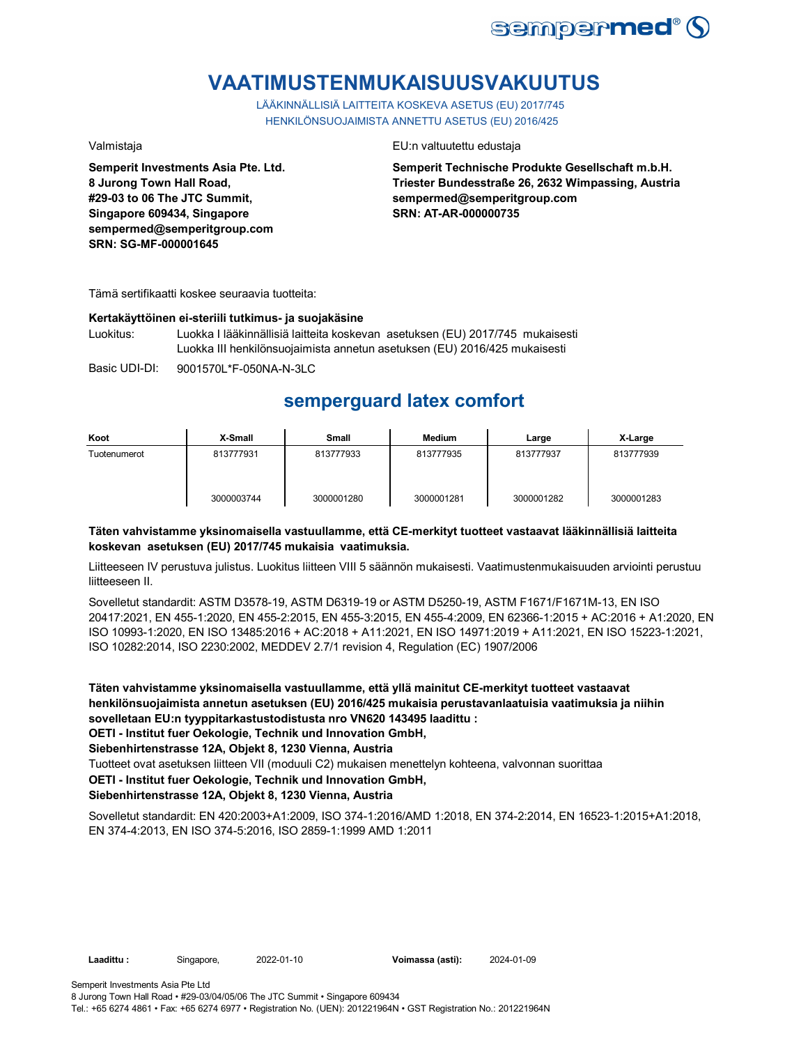# VAATIMUSTENMUKAISUUSVAKUUTUS

LÄÄKINNÄLLISIÄ LAITTEITA KOSKEVA ASETUS (EU) 2017/745
HENKILÖNSUOJAIMISTA ANNETTU ASETUS (EU) 2016/425

Valmistaja

**Semperit Investments Asia Pte. Ltd.**
**8 Jurong Town Hall Road,**
**#29-03 to 06 The JTC Summit,**
**Singapore 609434, Singapore**
**sempermed@semperitgroup.com**
**SRN: SG-MF-000001645**

EU:n valtuutettu edustaja

**Semperit Technische Produkte Gesellschaft m.b.H.**
**Triester Bundesstraße 26, 2632 Wimpassing, Austria**
**sempermed@semperitgroup.com**
**SRN: AT-AR-000000735**

Tämä sertifikaatti koskee seuraavia tuotteita:

**Kertakäyttöinen ei-steriili tutkimus- ja suojakäsine**

Luokitus: Luokka I lääkinnällisiä laitteita koskevan asetuksen (EU) 2017/745 mukaisesti
Luokka III henkilönsuojaimista annetun asetuksen (EU) 2016/425 mukaisesti

Basic UDI-DI: 9001570L*F-050NA-N-3LC

## semperguard latex comfort

| Koot | X-Small | Small | Medium | Large | X-Large |
|---|---|---|---|---|---|
| Tuotenumerot | 813777931<br><br>3000003744 | 813777933<br><br>3000001280 | 813777935<br><br>3000001281 | 813777937<br><br>3000001282 | 813777939<br><br>3000001283 |

**Täten vahvistamme yksinomaisella vastuullamme, että CE-merkityt tuotteet vastaavat lääkinnällisiä laitteita koskevan asetuksen (EU) 2017/745 mukaisia vaatimuksia.**

Liitteeseen IV perustuva julistus. Luokitus liitteen VIII 5 säännön mukaisesti. Vaatimustenmukaisuuden arviointi perustuu liitteeseen II.

Sovelletut standardit: ASTM D3578-19, ASTM D6319-19 or ASTM D5250-19, ASTM F1671/F1671M-13, EN ISO 20417:2021, EN 455-1:2020, EN 455-2:2015, EN 455-3:2015, EN 455-4:2009, EN 62366-1:2015 + AC:2016 + A1:2020, EN ISO 10993-1:2020, EN ISO 13485:2016 + AC:2018 + A11:2021, EN ISO 14971:2019 + A11:2021, EN ISO 15223-1:2021, ISO 10282:2014, ISO 2230:2002, MEDDEV 2.7/1 revision 4, Regulation (EC) 1907/2006

**Täten vahvistamme yksinomaisella vastuullamme, että yllä mainitut CE-merkityt tuotteet vastaavat henkilönsuojaimista annetun asetuksen (EU) 2016/425 mukaisia perustavanlaatuisia vaatimuksia ja niihin sovelletaan EU:n tyyppitarkastustodistusta nro VN620 143495 laadittu :**
**OETI - Institut fuer Oekologie, Technik und Innovation GmbH,**
**Siebenhirtenstrasse 12A, Objekt 8, 1230 Vienna, Austria**

Tuotteet ovat asetuksen liitteen VII (moduuli C2) mukaisen menettelyn kohteena, valvonnan suorittaa
**OETI - Institut fuer Oekologie, Technik und Innovation GmbH,**
**Siebenhirtenstrasse 12A, Objekt 8, 1230 Vienna, Austria**

Sovelletut standardit: EN 420:2003+A1:2009, ISO 374-1:2016/AMD 1:2018, EN 374-2:2014, EN 16523-1:2015+A1:2018, EN 374-4:2013, EN ISO 374-5:2016, ISO 2859-1:1999 AMD 1:2011

**Laadittu :** Singapore, 2022-01-10 **Voimassa (asti):** 2024-01-09

Semperit Investments Asia Pte Ltd
8 Jurong Town Hall Road • #29-03/04/05/06 The JTC Summit • Singapore 609434
Tel.: +65 6274 4861 • Fax: +65 6274 6977 • Registration No. (UEN): 201221964N • GST Registration No.: 201221964N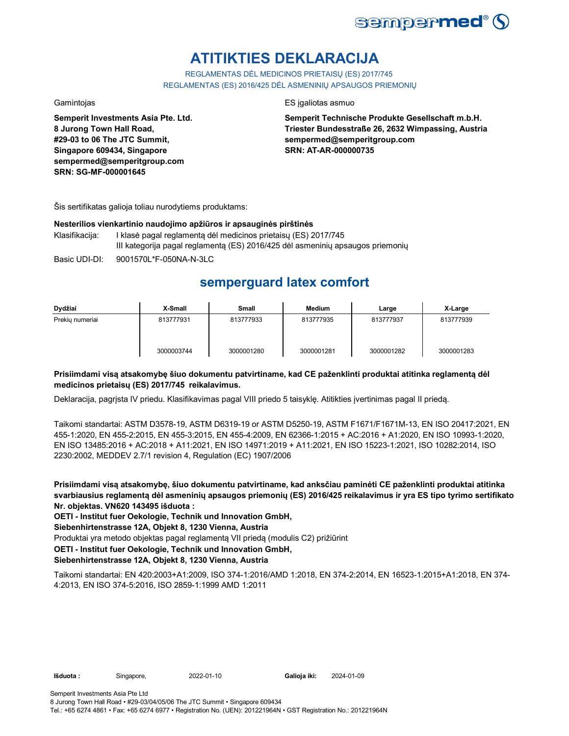# ATITIKTIES DEKLARACIJA

REGLAMENTAS DĖL MEDICINOS PRIETAISŲ (ES) 2017/745
REGLAMENTAS (ES) 2016/425 DĖL ASMENINIŲ APSAUGOS PRIEMONIŲ

Gamintojas

**Semperit Investments Asia Pte. Ltd.**
**8 Jurong Town Hall Road,**
**#29-03 to 06 The JTC Summit,**
**Singapore 609434, Singapore**
**sempermed@semperitgroup.com**
**SRN: SG-MF-000001645**

ES įgaliotas asmuo

**Semperit Technische Produkte Gesellschaft m.b.H.**
**Triester Bundesstraße 26, 2632 Wimpassing, Austria**
**sempermed@semperitgroup.com**
**SRN: AT-AR-000000735**

Šis sertifikatas galioja toliau nurodytiems produktams:

**Nesterilios vienkartinio naudojimo apžiūros ir apsauginės pirštinės**

Klasifikacija: I klasė pagal reglamentą dėl medicinos prietaisų (ES) 2017/745
III kategorija pagal reglamentą (ES) 2016/425 dėl asmeninių apsaugos priemonių

Basic UDI-DI: 9001570L*F-050NA-N-3LC

## semperguard latex comfort

| Dydžiai | X-Small | Small | Medium | Large | X-Large |
|---|---|---|---|---|---|
| Prekių numeriai | 813777931<br><br>3000003744 | 813777933<br><br>3000001280 | 813777935<br><br>3000001281 | 813777937<br><br>3000001282 | 813777939<br><br>3000001283 |

**Prisiimdami visą atsakomybę šiuo dokumentu patvirtiname, kad CE paženklinti produktai atitinka reglamentą dėl medicinos prietaisų (ES) 2017/745 reikalavimus.**

Deklaracija, pagrįsta IV priedu. Klasifikavimas pagal VIII priedo 5 taisyklę. Atitikties įvertinimas pagal II priedą.

Taikomi standartai: ASTM D3578-19, ASTM D6319-19 or ASTM D5250-19, ASTM F1671/F1671M-13, EN ISO 20417:2021, EN 455-1:2020, EN 455-2:2015, EN 455-3:2015, EN 455-4:2009, EN 62366-1:2015 + AC:2016 + A1:2020, EN ISO 10993-1:2020, EN ISO 13485:2016 + AC:2018 + A11:2021, EN ISO 14971:2019 + A11:2021, EN ISO 15223-1:2021, ISO 10282:2014, ISO 2230:2002, MEDDEV 2.7/1 revision 4, Regulation (EC) 1907/2006

**Prisiimdami visą atsakomybę, šiuo dokumentu patvirtiname, kad anksčiau paminėti CE paženklinti produktai atitinka svarbiausius reglamentą dėl asmeninių apsaugos priemonių (ES) 2016/425 reikalavimus ir yra ES tipo tyrimo sertifikato Nr. objektas. VN620 143495 išduota :**

**OETI - Institut fuer Oekologie, Technik und Innovation GmbH,**
**Siebenhirtenstrasse 12A, Objekt 8, 1230 Vienna, Austria**

Produktai yra metodo objektas pagal reglamentą VII priedą (modulis C2) prižiūrint

**OETI - Institut fuer Oekologie, Technik und Innovation GmbH,**
**Siebenhirtenstrasse 12A, Objekt 8, 1230 Vienna, Austria**

Taikomi standartai: EN 420:2003+A1:2009, ISO 374-1:2016/AMD 1:2018, EN 374-2:2014, EN 16523-1:2015+A1:2018, EN 374-4:2013, EN ISO 374-5:2016, ISO 2859-1:1999 AMD 1:2011

**Išduota :** Singapore, 2022-01-10 **Galioja iki:** 2024-01-09

Semperit Investments Asia Pte Ltd
8 Jurong Town Hall Road • #29-03/04/05/06 The JTC Summit • Singapore 609434
Tel.: +65 6274 4861 • Fax: +65 6274 6977 • Registration No. (UEN): 201221964N • GST Registration No.: 201221964N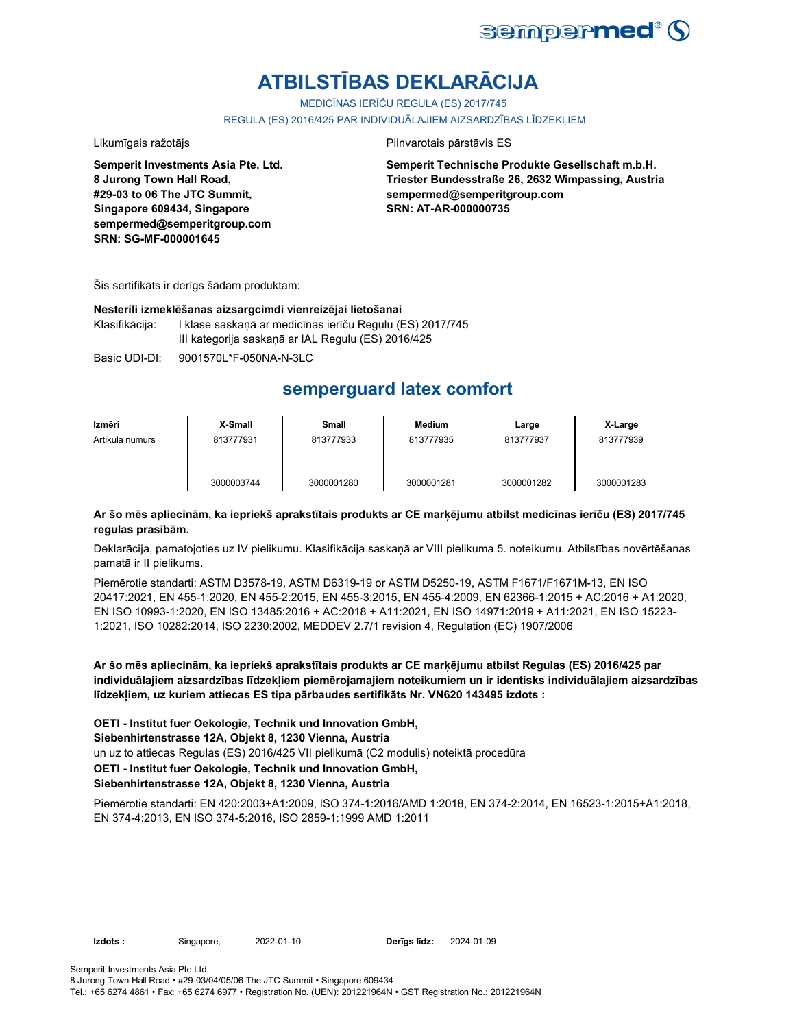# ATBILSTĪBAS DEKLARĀCIJA

MEDICĪNAS IERĪČU REGULA (ES) 2017/745

REGULA (ES) 2016/425 PAR INDIVIDUĀLAJIEM AIZSARDZĪBAS LĪDZEKĻIEM

Likumīgais ražotājs

**Semperit Investments Asia Pte. Ltd.**
**8 Jurong Town Hall Road,**
**#29-03 to 06 The JTC Summit,**
**Singapore 609434, Singapore**
**sempermed@semperitgroup.com**
**SRN: SG-MF-000001645**

Pilnvarotais pārstāvis ES

**Semperit Technische Produkte Gesellschaft m.b.H.**
**Triester Bundesstraße 26, 2632 Wimpassing, Austria**
**sempermed@semperitgroup.com**
**SRN: AT-AR-000000735**

Šis sertifikāts ir derīgs šādam produktam:

**Nesterili izmeklēšanas aizsargcimdi vienreizējai lietošanai**

Klasifikācija: I klase saskaņā ar medicīnas ierīču Regulu (ES) 2017/745
III kategorija saskaņā ar IAL Regulu (ES) 2016/425

Basic UDI-DI: 9001570L*F-050NA-N-3LC

## semperguard latex comfort

| Izmēri | X-Small | Small | Medium | Large | X-Large |
|---|---|---|---|---|---|
| Artikula numurs | 813777931 | 813777933 | 813777935 | 813777937 | 813777939 |
| | 3000003744 | 3000001280 | 3000001281 | 3000001282 | 3000001283 |

**Ar šo mēs apliecinām, ka iepriekš aprakstītais produkts ar CE marķējumu atbilst medicīnas ierīču (ES) 2017/745 regulas prasībām.**

Deklarācija, pamatojoties uz IV pielikumu. Klasifikācija saskaņā ar VIII pielikuma 5. noteikumu. Atbilstības novērtēšanas pamatā ir II pielikums.

Piemērotie standarti: ASTM D3578-19, ASTM D6319-19 or ASTM D5250-19, ASTM F1671/F1671M-13, EN ISO 20417:2021, EN 455-1:2020, EN 455-2:2015, EN 455-3:2015, EN 455-4:2009, EN 62366-1:2015 + AC:2016 + A1:2020, EN ISO 10993-1:2020, EN ISO 13485:2016 + AC:2018 + A11:2021, EN ISO 14971:2019 + A11:2021, EN ISO 15223-1:2021, ISO 10282:2014, ISO 2230:2002, MEDDEV 2.7/1 revision 4, Regulation (EC) 1907/2006

**Ar šo mēs apliecinām, ka iepriekš aprakstītais produkts ar CE marķējumu atbilst Regulas (ES) 2016/425 par individuālajiem aizsardzības līdzekļiem piemērojamajiem noteikumiem un ir identisks individuālajiem aizsardzības līdzekļiem, uz kuriem attiecas ES tipa pārbaudes sertifikāts Nr. VN620 143495 izdots :**

**OETI - Institut fuer Oekologie, Technik und Innovation GmbH,**
**Siebenhirtenstrasse 12A, Objekt 8, 1230 Vienna, Austria**
un uz to attiecas Regulas (ES) 2016/425 VII pielikumā (C2 modulis) noteiktā procedūra
**OETI - Institut fuer Oekologie, Technik und Innovation GmbH,**
**Siebenhirtenstrasse 12A, Objekt 8, 1230 Vienna, Austria**

Piemērotie standarti: EN 420:2003+A1:2009, ISO 374-1:2016/AMD 1:2018, EN 374-2:2014, EN 16523-1:2015+A1:2018, EN 374-4:2013, EN ISO 374-5:2016, ISO 2859-1:1999 AMD 1:2011

**Izdots :** Singapore, 2022-01-10 **Derīgs līdz:** 2024-01-09

Semperit Investments Asia Pte Ltd
8 Jurong Town Hall Road • #29-03/04/05/06 The JTC Summit • Singapore 609434
Tel.: +65 6274 4861 • Fax: +65 6274 6977 • Registration No. (UEN): 201221964N • GST Registration No.: 201221964N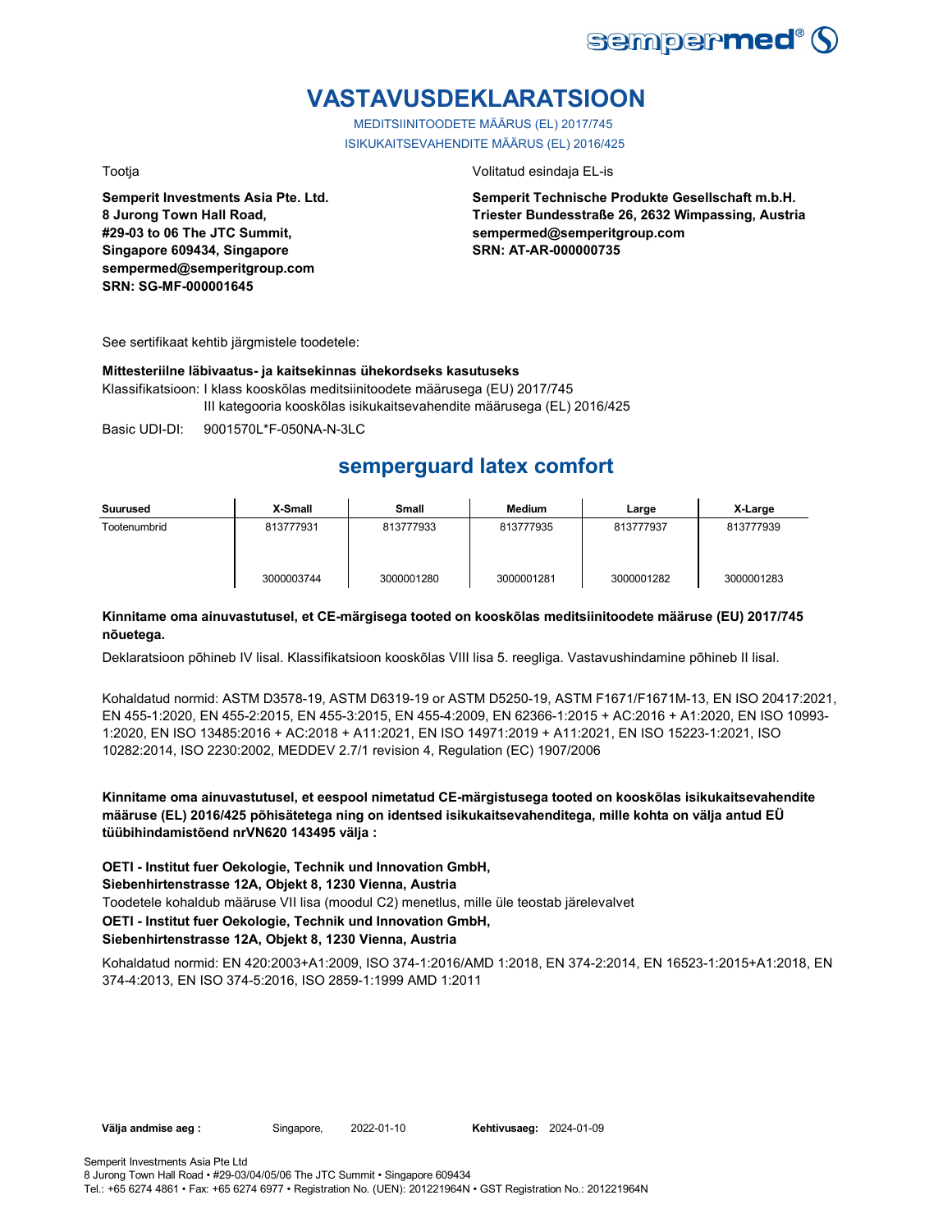# VASTAVUSDEKLARATSIOON

MEDITSIINITOODETE MÄÄRUS (EL) 2017/745

ISIKUKAITSEVAHENDITE MÄÄRUS (EL) 2016/425

Tootja

**Semperit Investments Asia Pte. Ltd.**
**8 Jurong Town Hall Road,**
**#29-03 to 06 The JTC Summit,**
**Singapore 609434, Singapore**
**sempermed@semperitgroup.com**
**SRN: SG-MF-000001645**

Volitatud esindaja EL-is

**Semperit Technische Produkte Gesellschaft m.b.H.**
**Triester Bundesstraße 26, 2632 Wimpassing, Austria**
**sempermed@semperitgroup.com**
**SRN: AT-AR-000000735**

See sertifikaat kehtib järgmistele toodetele:

**Mittesteriilne läbivaatus- ja kaitsekinnas ühekordseks kasutuseks**

Klassifikatsioon: I klass kooskõlas meditsiinitoodete määrusega (EU) 2017/745
III kategooria kooskõlas isikukaitsevahendite määrusega (EL) 2016/425

Basic UDI-DI: 9001570L*F-050NA-N-3LC

## semperguard latex comfort

| Suurused | X-Small | Small | Medium | Large | X-Large |
|---|---|---|---|---|---|
| Tootenumbrid | 813777931<br><br>3000003744 | 813777933<br><br>3000001280 | 813777935<br><br>3000001281 | 813777937<br><br>3000001282 | 813777939<br><br>3000001283 |

**Kinnitame oma ainuvastutusel, et CE-märgisega tooted on kooskõlas meditsiinitoodete määruse (EU) 2017/745 nõuetega.**

Deklaratsioon põhineb IV lisal. Klassifikatsioon kooskõlas VIII lisa 5. reegliga. Vastavushindamine põhineb II lisal.

Kohaldatud normid: ASTM D3578-19, ASTM D6319-19 or ASTM D5250-19, ASTM F1671/F1671M-13, EN ISO 20417:2021, EN 455-1:2020, EN 455-2:2015, EN 455-3:2015, EN 455-4:2009, EN 62366-1:2015 + AC:2016 + A1:2020, EN ISO 10993-1:2020, EN ISO 13485:2016 + AC:2018 + A11:2021, EN ISO 14971:2019 + A11:2021, EN ISO 15223-1:2021, ISO 10282:2014, ISO 2230:2002, MEDDEV 2.7/1 revision 4, Regulation (EC) 1907/2006

**Kinnitame oma ainuvastutusel, et eespool nimetatud CE-märgistusega tooted on kooskõlas isikukaitsevahendite määruse (EL) 2016/425 põhisätetega ning on identsed isikukaitsevahenditega, mille kohta on välja antud EÜ tüübihindamistõend nrVN620 143495 välja :**

**OETI - Institut fuer Oekologie, Technik und Innovation GmbH,**
**Siebenhirtenstrasse 12A, Objekt 8, 1230 Vienna, Austria**
Toodetele kohaldub määruse VII lisa (moodul C2) menetlus, mille üle teostab järelevalvet
**OETI - Institut fuer Oekologie, Technik und Innovation GmbH,**
**Siebenhirtenstrasse 12A, Objekt 8, 1230 Vienna, Austria**

Kohaldatud normid: EN 420:2003+A1:2009, ISO 374-1:2016/AMD 1:2018, EN 374-2:2014, EN 16523-1:2015+A1:2018, EN 374-4:2013, EN ISO 374-5:2016, ISO 2859-1:1999 AMD 1:2011

**Välja andmise aeg :** Singapore, 2022-01-10 **Kehtivusaeg:** 2024-01-09

Semperit Investments Asia Pte Ltd
8 Jurong Town Hall Road • #29-03/04/05/06 The JTC Summit • Singapore 609434
Tel.: +65 6274 4861 • Fax: +65 6274 6977 • Registration No. (UEN): 201221964N • GST Registration No.: 201221964N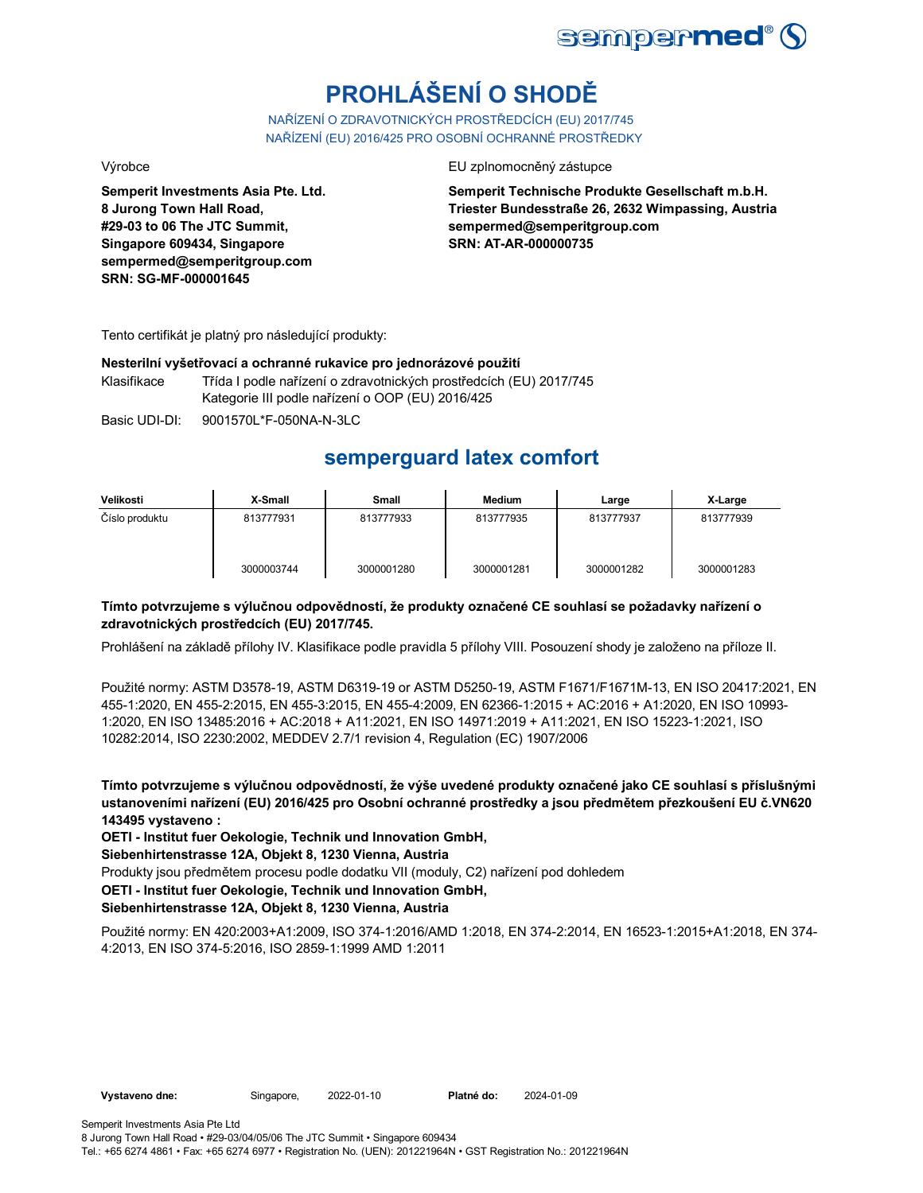# PROHLÁŠENÍ O SHODĚ

NAŘÍZENÍ O ZDRAVOTNICKÝCH PROSTŘEDCÍCH (EU) 2017/745
NAŘÍZENÍ (EU) 2016/425 PRO OSOBNÍ OCHRANNÉ PROSTŘEDKY

Výrobce

**Semperit Investments Asia Pte. Ltd.**
**8 Jurong Town Hall Road,**
**#29-03 to 06 The JTC Summit,**
**Singapore 609434, Singapore**
**sempermed@semperitgroup.com**
**SRN: SG-MF-000001645**

EU zplnomocněný zástupce

**Semperit Technische Produkte Gesellschaft m.b.H.**
**Triester Bundesstraße 26, 2632 Wimpassing, Austria**
**sempermed@semperitgroup.com**
**SRN: AT-AR-000000735**

Tento certifikát je platný pro následující produkty:

**Nesterilní vyšetřovací a ochranné rukavice pro jednorázové použití**

Klasifikace Třída I podle nařízení o zdravotnických prostředcích (EU) 2017/745
Kategorie III podle nařízení o OOP (EU) 2016/425

Basic UDI-DI: 9001570L*F-050NA-N-3LC

## semperguard latex comfort

| Velikosti | X-Small | Small | Medium | Large | X-Large |
|---|---|---|---|---|---|
| Číslo produktu | 813777931<br><br>3000003744 | 813777933<br><br>3000001280 | 813777935<br><br>3000001281 | 813777937<br><br>3000001282 | 813777939<br><br>3000001283 |

**Tímto potvrzujeme s výlučnou odpovědností, že produkty označené CE souhlasí se požadavky nařízení o zdravotnických prostředcích (EU) 2017/745.**

Prohlášení na základě přílohy IV. Klasifikace podle pravidla 5 přílohy VIII. Posouzení shody je založeno na příloze II.

Použité normy: ASTM D3578-19, ASTM D6319-19 or ASTM D5250-19, ASTM F1671/F1671M-13, EN ISO 20417:2021, EN 455-1:2020, EN 455-2:2015, EN 455-3:2015, EN 455-4:2009, EN 62366-1:2015 + AC:2016 + A1:2020, EN ISO 10993-1:2020, EN ISO 13485:2016 + AC:2018 + A11:2021, EN ISO 14971:2019 + A11:2021, EN ISO 15223-1:2021, ISO 10282:2014, ISO 2230:2002, MEDDEV 2.7/1 revision 4, Regulation (EC) 1907/2006

**Tímto potvrzujeme s výlučnou odpovědností, že výše uvedené produkty označené jako CE souhlasí s příslušnými ustanoveními nařízení (EU) 2016/425 pro Osobní ochranné prostředky a jsou předmětem přezkoušení EU č.VN620 143495 vystaveno :**

**OETI - Institut fuer Oekologie, Technik und Innovation GmbH,**
**Siebenhirtenstrasse 12A, Objekt 8, 1230 Vienna, Austria**

Produkty jsou předmětem procesu podle dodatku VII (moduly, C2) nařízení pod dohledem

**OETI - Institut fuer Oekologie, Technik und Innovation GmbH,**
**Siebenhirtenstrasse 12A, Objekt 8, 1230 Vienna, Austria**

Použité normy: EN 420:2003+A1:2009, ISO 374-1:2016/AMD 1:2018, EN 374-2:2014, EN 16523-1:2015+A1:2018, EN 374-4:2013, EN ISO 374-5:2016, ISO 2859-1:1999 AMD 1:2011

**Vystaveno dne:** Singapore, 2022-01-10 **Platné do:** 2024-01-09

Semperit Investments Asia Pte Ltd
8 Jurong Town Hall Road • #29-03/04/05/06 The JTC Summit • Singapore 609434
Tel.: +65 6274 4861 • Fax: +65 6274 6977 • Registration No. (UEN): 201221964N • GST Registration No.: 201221964N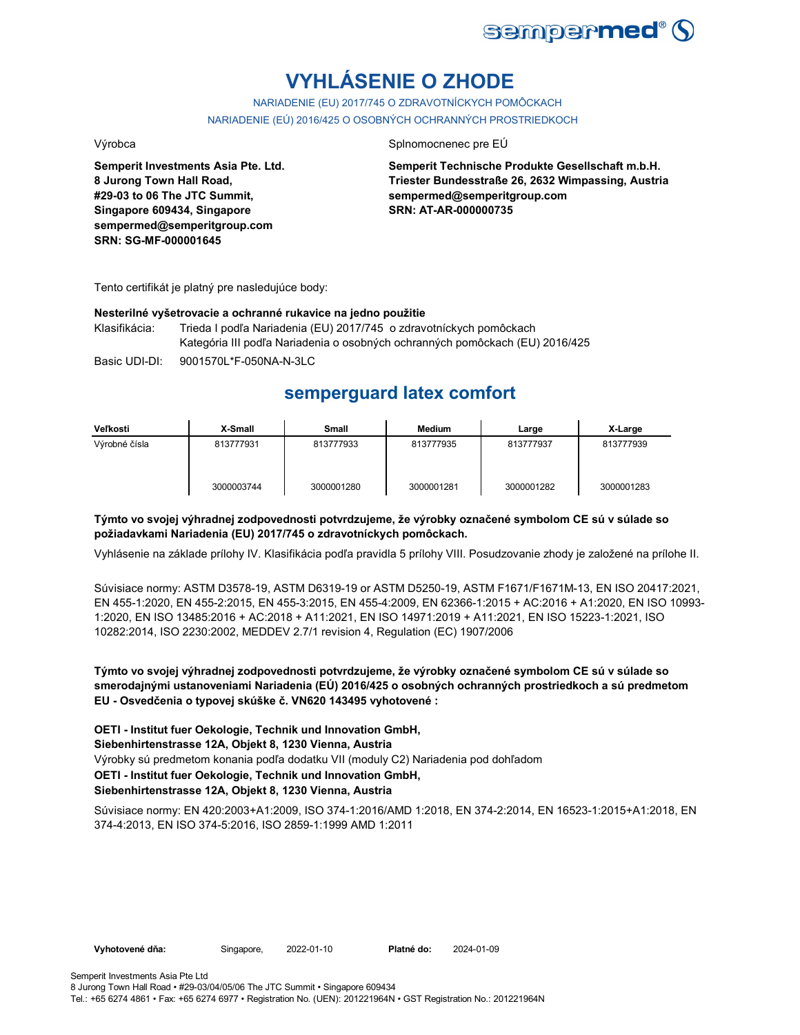# VYHLÁSENIE O ZHODE

NARIADENIE (EU) 2017/745 O ZDRAVOTNÍCKYCH POMÔCKACH

NARIADENIE (EÚ) 2016/425 O OSOBNÝCH OCHRANNÝCH PROSTRIEDKOCH

Výrobca

**Semperit Investments Asia Pte. Ltd.**
**8 Jurong Town Hall Road,**
**#29-03 to 06 The JTC Summit,**
**Singapore 609434, Singapore**
**sempermed@semperitgroup.com**
**SRN: SG-MF-000001645**

Splnomocnenec pre EÚ

**Semperit Technische Produkte Gesellschaft m.b.H.**
**Triester Bundesstraße 26, 2632 Wimpassing, Austria**
**sempermed@semperitgroup.com**
**SRN: AT-AR-000000735**

Tento certifikát je platný pre nasledujúce body:

**Nesterilné vyšetrovacie a ochranné rukavice na jedno použitie**

Klasifikácia: Trieda I podľa Nariadenia (EU) 2017/745 o zdravotníckych pomôckach
Kategória III podľa Nariadenia o osobných ochranných pomôckach (EU) 2016/425

Basic UDI-DI: 9001570L*F-050NA-N-3LC

## semperguard latex comfort

| Veľkosti | X-Small | Small | Medium | Large | X-Large |
|---|---|---|---|---|---|
| Výrobné čísla | 813777931<br><br>3000003744 | 813777933<br><br>3000001280 | 813777935<br><br>3000001281 | 813777937<br><br>3000001282 | 813777939<br><br>3000001283 |

**Týmto vo svojej výhradnej zodpovednosti potvrdzujeme, že výrobky označené symbolom CE sú v súlade so požiadavkami Nariadenia (EU) 2017/745 o zdravotníckych pomôckach.**

Vyhlásenie na základe prílohy IV. Klasifikácia podľa pravidla 5 prílohy VIII. Posudzovanie zhody je založené na prílohe II.

Súvisiace normy: ASTM D3578-19, ASTM D6319-19 or ASTM D5250-19, ASTM F1671/F1671M-13, EN ISO 20417:2021, EN 455-1:2020, EN 455-2:2015, EN 455-3:2015, EN 455-4:2009, EN 62366-1:2015 + AC:2016 + A1:2020, EN ISO 10993-1:2020, EN ISO 13485:2016 + AC:2018 + A11:2021, EN ISO 14971:2019 + A11:2021, EN ISO 15223-1:2021, ISO 10282:2014, ISO 2230:2002, MEDDEV 2.7/1 revision 4, Regulation (EC) 1907/2006

**Týmto vo svojej výhradnej zodpovednosti potvrdzujeme, že výrobky označené symbolom CE sú v súlade so smerodajnými ustanoveniami Nariadenia (EÚ) 2016/425 o osobných ochranných prostriedkoch a sú predmetom EU - Osvedčenia o typovej skúške č. VN620 143495 vyhotovené :**

**OETI - Institut fuer Oekologie, Technik und Innovation GmbH,**
**Siebenhirtenstrasse 12A, Objekt 8, 1230 Vienna, Austria**
Výrobky sú predmetom konania podľa dodatku VII (moduly C2) Nariadenia pod dohľadom
**OETI - Institut fuer Oekologie, Technik und Innovation GmbH,**
**Siebenhirtenstrasse 12A, Objekt 8, 1230 Vienna, Austria**

Súvisiace normy: EN 420:2003+A1:2009, ISO 374-1:2016/AMD 1:2018, EN 374-2:2014, EN 16523-1:2015+A1:2018, EN 374-4:2013, EN ISO 374-5:2016, ISO 2859-1:1999 AMD 1:2011

**Vyhotovené dňa:** Singapore, 2022-01-10 **Platné do:** 2024-01-09

Semperit Investments Asia Pte Ltd
8 Jurong Town Hall Road • #29-03/04/05/06 The JTC Summit • Singapore 609434
Tel.: +65 6274 4861 • Fax: +65 6274 6977 • Registration No. (UEN): 201221964N • GST Registration No.: 201221964N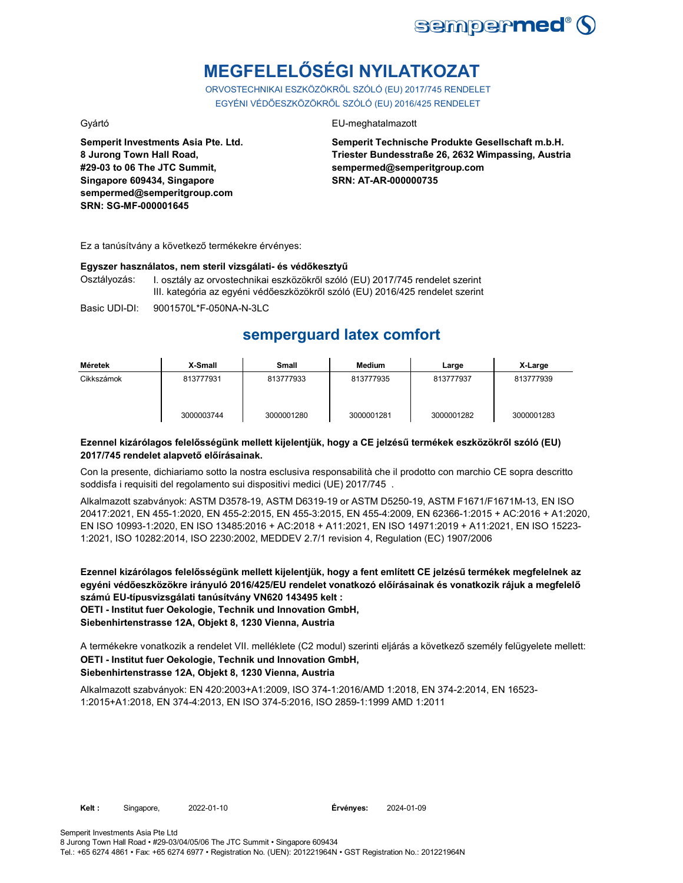# MEGFELELŐSÉGI NYILATKOZAT

ORVOSTECHNIKAI ESZKÖZÖKRŐL SZÓLÓ (EU) 2017/745 RENDELET
EGYÉNI VÉDŐESZKÖZÖKRŐL SZÓLÓ (EU) 2016/425 RENDELET

Gyártó

**Semperit Investments Asia Pte. Ltd.
8 Jurong Town Hall Road,
#29-03 to 06 The JTC Summit,
Singapore 609434, Singapore
sempermed@semperitgroup.com
SRN: SG-MF-000001645**

EU-meghatalmazott

**Semperit Technische Produkte Gesellschaft m.b.H.
Triester Bundesstraße 26, 2632 Wimpassing, Austria
sempermed@semperitgroup.com
SRN: AT-AR-000000735**

Ez a tanúsítvány a következő termékekre érvényes:

**Egyszer használatos, nem steril vizsgálati- és védőkesztyű**

Osztályozás: I. osztály az orvostechnikai eszközökről szóló (EU) 2017/745 rendelet szerint
III. kategória az egyéni védőeszközökről szóló (EU) 2016/425 rendelet szerint

Basic UDI-DI: 9001570L*F-050NA-N-3LC

## semperguard latex comfort

| Méretek | X-Small | Small | Medium | Large | X-Large |
|---|---|---|---|---|---|
| Cikkszámok | 813777931<br><br>3000003744 | 813777933<br><br>3000001280 | 813777935<br><br>3000001281 | 813777937<br><br>3000001282 | 813777939<br><br>3000001283 |

**Ezennel kizárólagos felelősségünk mellett kijelentjük, hogy a CE jelzésű termékek eszközökről szóló (EU) 2017/745 rendelet alapvető előírásainak.**

Con la presente, dichiariamo sotto la nostra esclusiva responsabilità che il prodotto con marchio CE sopra descritto soddisfa i requisiti del regolamento sui dispositivi medici (UE) 2017/745 .

Alkalmazott szabványok: ASTM D3578-19, ASTM D6319-19 or ASTM D5250-19, ASTM F1671/F1671M-13, EN ISO 20417:2021, EN 455-1:2020, EN 455-2:2015, EN 455-3:2015, EN 455-4:2009, EN 62366-1:2015 + AC:2016 + A1:2020, EN ISO 10993-1:2020, EN ISO 13485:2016 + AC:2018 + A11:2021, EN ISO 14971:2019 + A11:2021, EN ISO 15223-1:2021, ISO 10282:2014, ISO 2230:2002, MEDDEV 2.7/1 revision 4, Regulation (EC) 1907/2006

**Ezennel kizárólagos felelősségünk mellett kijelentjük, hogy a fent említett CE jelzésű termékek megfelelnek az egyéni védőeszközökre irányuló 2016/425/EU rendelet vonatkozó előírásainak és vonatkozik rájuk a megfelelő számú EU-típusvizsgálati tanúsítvány VN620 143495 kelt :
OETI - Institut fuer Oekologie, Technik und Innovation GmbH,
Siebenhirtenstrasse 12A, Objekt 8, 1230 Vienna, Austria**

A termékekre vonatkozik a rendelet VII. melléklete (C2 modul) szerinti eljárás a következő személy felügyelete mellett:
**OETI - Institut fuer Oekologie, Technik und Innovation GmbH,
Siebenhirtenstrasse 12A, Objekt 8, 1230 Vienna, Austria**

Alkalmazott szabványok: EN 420:2003+A1:2009, ISO 374-1:2016/AMD 1:2018, EN 374-2:2014, EN 16523-1:2015+A1:2018, EN 374-4:2013, EN ISO 374-5:2016, ISO 2859-1:1999 AMD 1:2011

**Kelt :** Singapore, 2022-01-10 **Érvényes:** 2024-01-09

Semperit Investments Asia Pte Ltd
8 Jurong Town Hall Road • #29-03/04/05/06 The JTC Summit • Singapore 609434
Tel.: +65 6274 4861 • Fax: +65 6274 6977 • Registration No. (UEN): 201221964N • GST Registration No.: 201221964N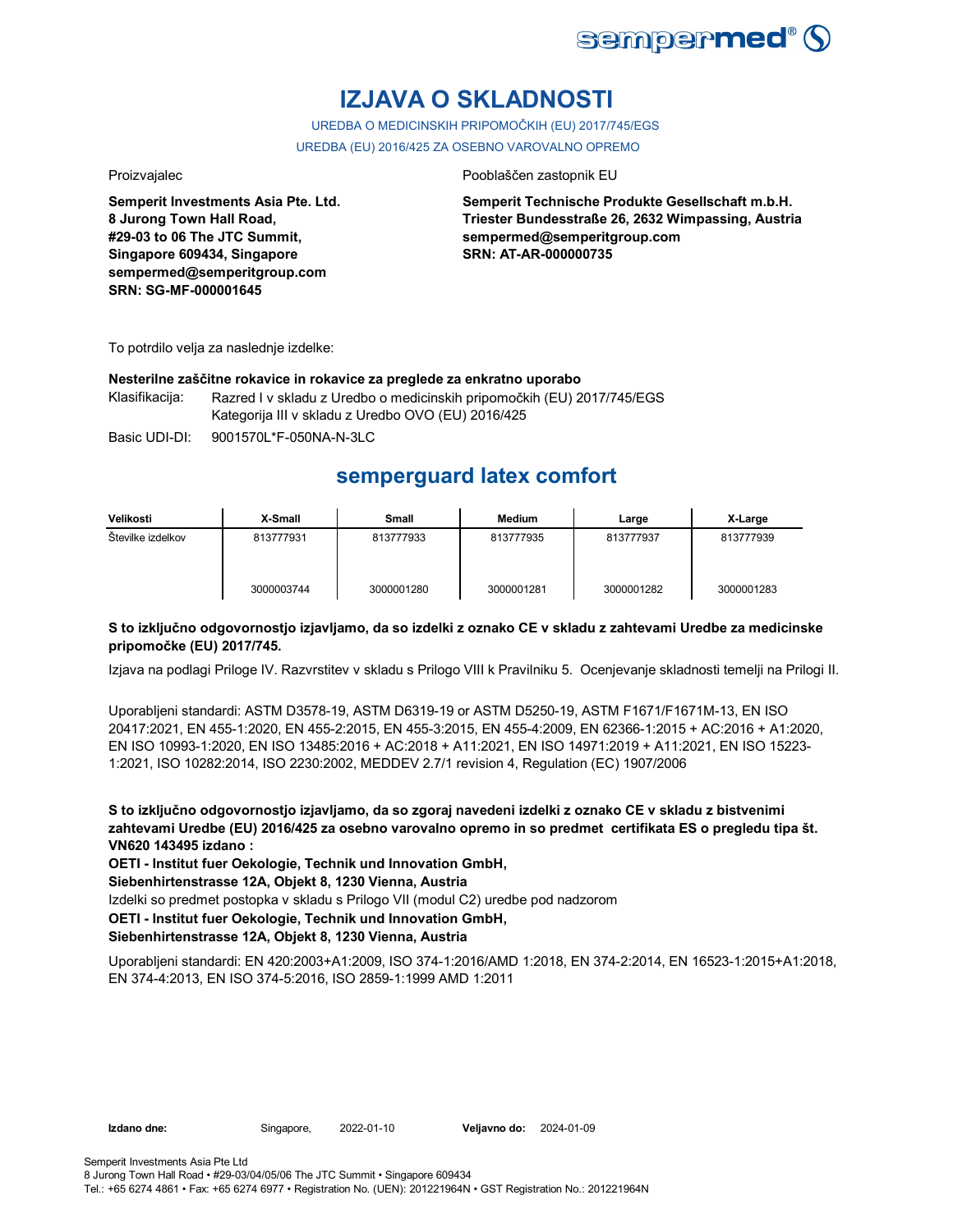# IZJAVA O SKLADNOSTI

UREDBA O MEDICINSKIH PRIPOMOČKIH (EU) 2017/745/EGS

UREDBA (EU) 2016/425 ZA OSEBNO VAROVALNO OPREMO

Proizvajalec

**Semperit Investments Asia Pte. Ltd.**
**8 Jurong Town Hall Road,**
**#29-03 to 06 The JTC Summit,**
**Singapore 609434, Singapore**
**sempermed@semperitgroup.com**
**SRN: SG-MF-000001645**

Pooblaščen zastopnik EU

**Semperit Technische Produkte Gesellschaft m.b.H.**
**Triester Bundesstraße 26, 2632 Wimpassing, Austria**
**sempermed@semperitgroup.com**
**SRN: AT-AR-000000735**

To potrdilo velja za naslednje izdelke:

**Nesterilne zaščitne rokavice in rokavice za preglede za enkratno uporabo**

Klasifikacija: Razred I v skladu z Uredbo o medicinskih pripomočkih (EU) 2017/745/EGS
Kategorija III v skladu z Uredbo OVO (EU) 2016/425

Basic UDI-DI: 9001570L*F-050NA-N-3LC

## semperguard latex comfort

| Velikosti | X-Small | Small | Medium | Large | X-Large |
|---|---|---|---|---|---|
| Številke izdelkov | 813777931 | 813777933 | 813777935 | 813777937 | 813777939 |
| | 3000003744 | 3000001280 | 3000001281 | 3000001282 | 3000001283 |

**S to izključno odgovornostjo izjavljamo, da so izdelki z oznako CE v skladu z zahtevami Uredbe za medicinske pripomočke (EU) 2017/745.**

Izjava na podlagi Priloge IV. Razvrstitev v skladu s Prilogo VIII k Pravilniku 5. Ocenjevanje skladnosti temelji na Prilogi II.

Uporabljeni standardi: ASTM D3578-19, ASTM D6319-19 or ASTM D5250-19, ASTM F1671/F1671M-13, EN ISO 20417:2021, EN 455-1:2020, EN 455-2:2015, EN 455-3:2015, EN 455-4:2009, EN 62366-1:2015 + AC:2016 + A1:2020, EN ISO 10993-1:2020, EN ISO 13485:2016 + AC:2018 + A11:2021, EN ISO 14971:2019 + A11:2021, EN ISO 15223-1:2021, ISO 10282:2014, ISO 2230:2002, MEDDEV 2.7/1 revision 4, Regulation (EC) 1907/2006

**S to izključno odgovornostjo izjavljamo, da so zgoraj navedeni izdelki z oznako CE v skladu z bistvenimi zahtevami Uredbe (EU) 2016/425 za osebno varovalno opremo in so predmet certifikata ES o pregledu tipa št. VN620 143495 izdano :**

**OETI - Institut fuer Oekologie, Technik und Innovation GmbH,**

**Siebenhirtenstrasse 12A, Objekt 8, 1230 Vienna, Austria**

Izdelki so predmet postopka v skladu s Prilogo VII (modul C2) uredbe pod nadzorom

**OETI - Institut fuer Oekologie, Technik und Innovation GmbH,**

**Siebenhirtenstrasse 12A, Objekt 8, 1230 Vienna, Austria**

Uporabljeni standardi: EN 420:2003+A1:2009, ISO 374-1:2016/AMD 1:2018, EN 374-2:2014, EN 16523-1:2015+A1:2018, EN 374-4:2013, EN ISO 374-5:2016, ISO 2859-1:1999 AMD 1:2011

**Izdano dne:** Singapore, 2022-01-10 **Veljavno do:** 2024-01-09

Semperit Investments Asia Pte Ltd
8 Jurong Town Hall Road • #29-03/04/05/06 The JTC Summit • Singapore 609434
Tel.: +65 6274 4861 • Fax: +65 6274 6977 • Registration No. (UEN): 201221964N • GST Registration No.: 201221964N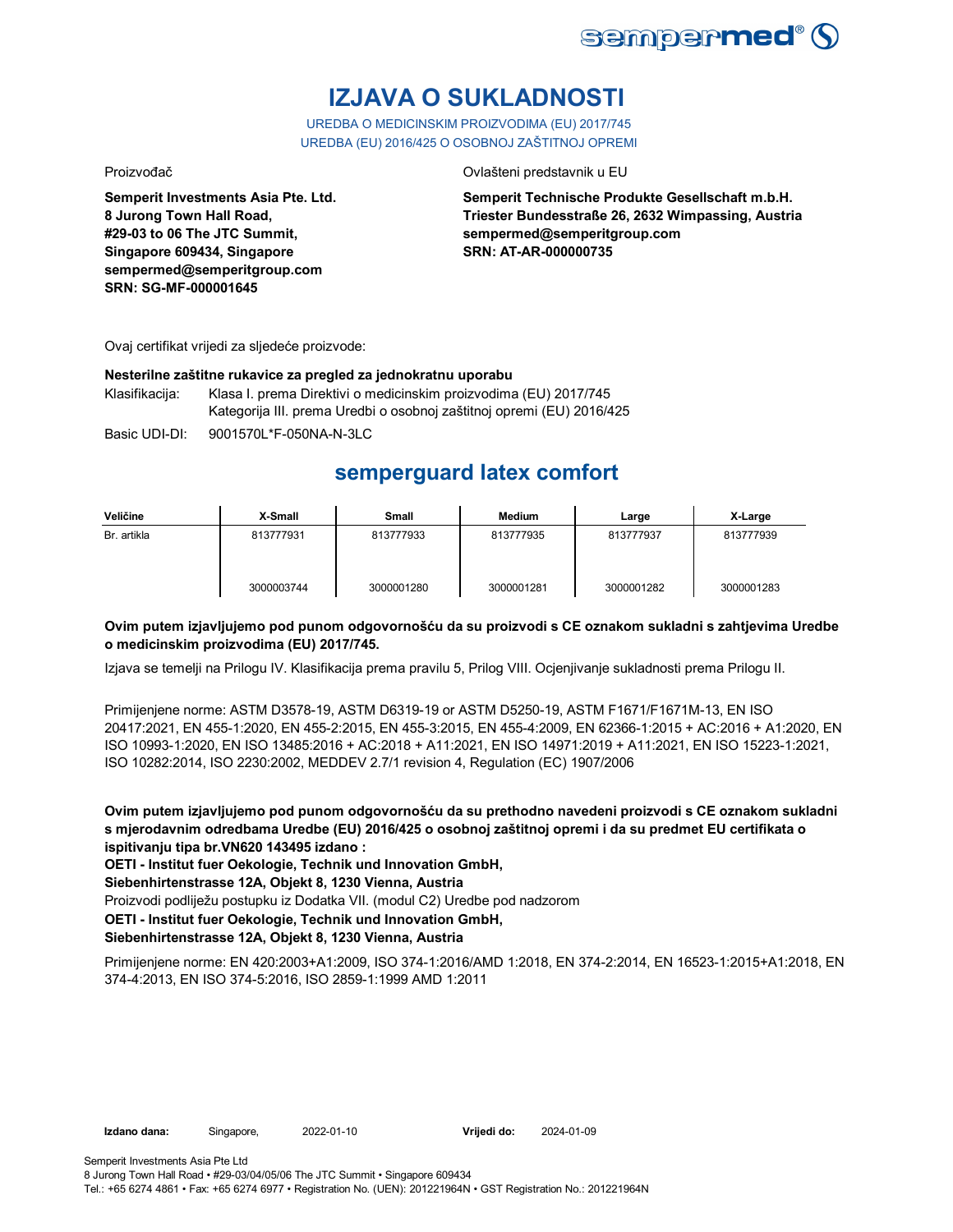# IZJAVA O SUKLADNOSTI

UREDBA O MEDICINSKIM PROIZVODIMA (EU) 2017/745

UREDBA (EU) 2016/425 O OSOBNOJ ZAŠTITNOJ OPREMI

Proizvođač

**Semperit Investments Asia Pte. Ltd.**
**8 Jurong Town Hall Road,**
**#29-03 to 06 The JTC Summit,**
**Singapore 609434, Singapore**
**sempermed@semperitgroup.com**
**SRN: SG-MF-000001645**

Ovlašteni predstavnik u EU

**Semperit Technische Produkte Gesellschaft m.b.H.**
**Triester Bundesstraße 26, 2632 Wimpassing, Austria**
**sempermed@semperitgroup.com**
**SRN: AT-AR-000000735**

Ovaj certifikat vrijedi za sljedeće proizvode:

**Nesterilne zaštitne rukavice za pregled za jednokratnu uporabu**

Klasifikacija: Klasa I. prema Direktivi o medicinskim proizvodima (EU) 2017/745
Kategorija III. prema Uredbi o osobnoj zaštitnoj opremi (EU) 2016/425

Basic UDI-DI: 9001570L*F-050NA-N-3LC

## semperguard latex comfort

| Veličine | X-Small | Small | Medium | Large | X-Large |
|---|---|---|---|---|---|
| Br. artikla | 813777931<br><br>3000003744 | 813777933<br><br>3000001280 | 813777935<br><br>3000001281 | 813777937<br><br>3000001282 | 813777939<br><br>3000001283 |

**Ovim putem izjavljujemo pod punom odgovornošću da su proizvodi s CE oznakom sukladni s zahtjevima Uredbe o medicinskim proizvodima (EU) 2017/745.**

Izjava se temelji na Prilogu IV. Klasifikacija prema pravilu 5, Prilog VIII. Ocjenjivanje sukladnosti prema Prilogu II.

Primijenjene norme: ASTM D3578-19, ASTM D6319-19 or ASTM D5250-19, ASTM F1671/F1671M-13, EN ISO 20417:2021, EN 455-1:2020, EN 455-2:2015, EN 455-3:2015, EN 455-4:2009, EN 62366-1:2015 + AC:2016 + A1:2020, EN ISO 10993-1:2020, EN ISO 13485:2016 + AC:2018 + A11:2021, EN ISO 14971:2019 + A11:2021, EN ISO 15223-1:2021, ISO 10282:2014, ISO 2230:2002, MEDDEV 2.7/1 revision 4, Regulation (EC) 1907/2006

**Ovim putem izjavljujemo pod punom odgovornošću da su prethodno navedeni proizvodi s CE oznakom sukladni s mjerodavnim odredbama Uredbe (EU) 2016/425 o osobnoj zaštitnoj opremi i da su predmet EU certifikata o ispitivanju tipa br.VN620 143495 izdano :**
**OETI - Institut fuer Oekologie, Technik und Innovation GmbH,**
**Siebenhirtenstrasse 12A, Objekt 8, 1230 Vienna, Austria**
Proizvodi podliježu postupku iz Dodatka VII. (modul C2) Uredbe pod nadzorom
**OETI - Institut fuer Oekologie, Technik und Innovation GmbH,**
**Siebenhirtenstrasse 12A, Objekt 8, 1230 Vienna, Austria**

Primijenjene norme: EN 420:2003+A1:2009, ISO 374-1:2016/AMD 1:2018, EN 374-2:2014, EN 16523-1:2015+A1:2018, EN 374-4:2013, EN ISO 374-5:2016, ISO 2859-1:1999 AMD 1:2011

**Izdano dana:** Singapore, 2022-01-10 **Vrijedi do:** 2024-01-09

Semperit Investments Asia Pte Ltd
8 Jurong Town Hall Road • #29-03/04/05/06 The JTC Summit • Singapore 609434
Tel.: +65 6274 4861 • Fax: +65 6274 6977 • Registration No. (UEN): 201221964N • GST Registration No.: 201221964N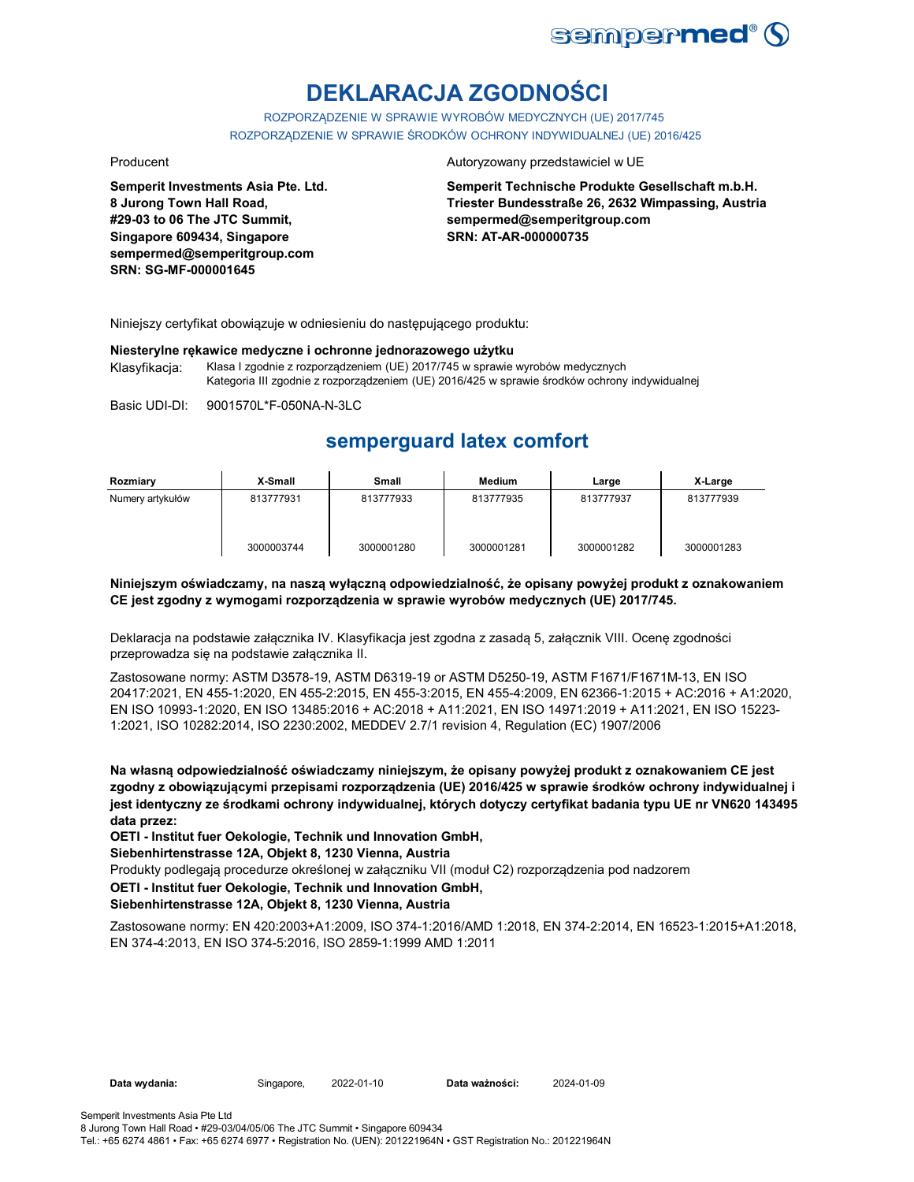# DEKLARACJA ZGODNOŚCI

ROZPORZĄDZENIE W SPRAWIE WYROBÓW MEDYCZNYCH (UE) 2017/745
ROZPORZĄDZENIE W SPRAWIE ŚRODKÓW OCHRONY INDYWIDUALNEJ (UE) 2016/425

Producent

**Semperit Investments Asia Pte. Ltd.**
**8 Jurong Town Hall Road,**
**#29-03 to 06 The JTC Summit,**
**Singapore 609434, Singapore**
**sempermed@semperitgroup.com**
**SRN: SG-MF-000001645**

Autoryzowany przedstawiciel w UE

**Semperit Technische Produkte Gesellschaft m.b.H.**
**Triester Bundesstraße 26, 2632 Wimpassing, Austria**
**sempermed@semperitgroup.com**
**SRN: AT-AR-000000735**

Niniejszy certyfikat obowiązuje w odniesieniu do następującego produktu:

**Niesterylne rękawice medyczne i ochronne jednorazowego użytku**

Klasyfikacja: Klasa I zgodnie z rozporządzeniem (UE) 2017/745 w sprawie wyrobów medycznych
Kategoria III zgodnie z rozporządzeniem (UE) 2016/425 w sprawie środków ochrony indywidualnej

Basic UDI-DI: 9001570L*F-050NA-N-3LC

## semperguard latex comfort

| Rozmiary | X-Small | Small | Medium | Large | X-Large |
|---|---|---|---|---|---|
| Numery artykułów | 813777931<br>3000003744 | 813777933<br>3000001280 | 813777935<br>3000001281 | 813777937<br>3000001282 | 813777939<br>3000001283 |

**Niniejszym oświadczamy, na naszą wyłączną odpowiedzialność, że opisany powyżej produkt z oznakowaniem CE jest zgodny z wymogami rozporządzenia w sprawie wyrobów medycznych (UE) 2017/745.**

Deklaracja na podstawie załącznika IV. Klasyfikacja jest zgodna z zasadą 5, załącznik VIII. Ocenę zgodności przeprowadza się na podstawie załącznika II.

Zastosowane normy: ASTM D3578-19, ASTM D6319-19 or ASTM D5250-19, ASTM F1671/F1671M-13, EN ISO 20417:2021, EN 455-1:2020, EN 455-2:2015, EN 455-3:2015, EN 455-4:2009, EN 62366-1:2015 + AC:2016 + A1:2020, EN ISO 10993-1:2020, EN ISO 13485:2016 + AC:2018 + A11:2021, EN ISO 14971:2019 + A11:2021, EN ISO 15223-1:2021, ISO 10282:2014, ISO 2230:2002, MEDDEV 2.7/1 revision 4, Regulation (EC) 1907/2006

**Na własną odpowiedzialność oświadczamy niniejszym, że opisany powyżej produkt z oznakowaniem CE jest zgodny z obowiązującymi przepisami rozporządzenia (UE) 2016/425 w sprawie środków ochrony indywidualnej i jest identyczny ze środkami ochrony indywidualnej, których dotyczy certyfikat badania typu UE nr VN620 143495 data przez:**

**OETI - Institut fuer Oekologie, Technik und Innovation GmbH,**
**Siebenhirtenstrasse 12A, Objekt 8, 1230 Vienna, Austria**

Produkty podlegają procedurze określonej w załączniku VII (moduł C2) rozporządzenia pod nadzorem

**OETI - Institut fuer Oekologie, Technik und Innovation GmbH,**
**Siebenhirtenstrasse 12A, Objekt 8, 1230 Vienna, Austria**

Zastosowane normy: EN 420:2003+A1:2009, ISO 374-1:2016/AMD 1:2018, EN 374-2:2014, EN 16523-1:2015+A1:2018, EN 374-4:2013, EN ISO 374-5:2016, ISO 2859-1:1999 AMD 1:2011

**Data wydania:** Singapore, 2022-01-10 **Data ważności:** 2024-01-09

Semperit Investments Asia Pte Ltd
8 Jurong Town Hall Road • #29-03/04/05/06 The JTC Summit • Singapore 609434
Tel.: +65 6274 4861 • Fax: +65 6274 6977 • Registration No. (UEN): 201221964N • GST Registration No.: 201221964N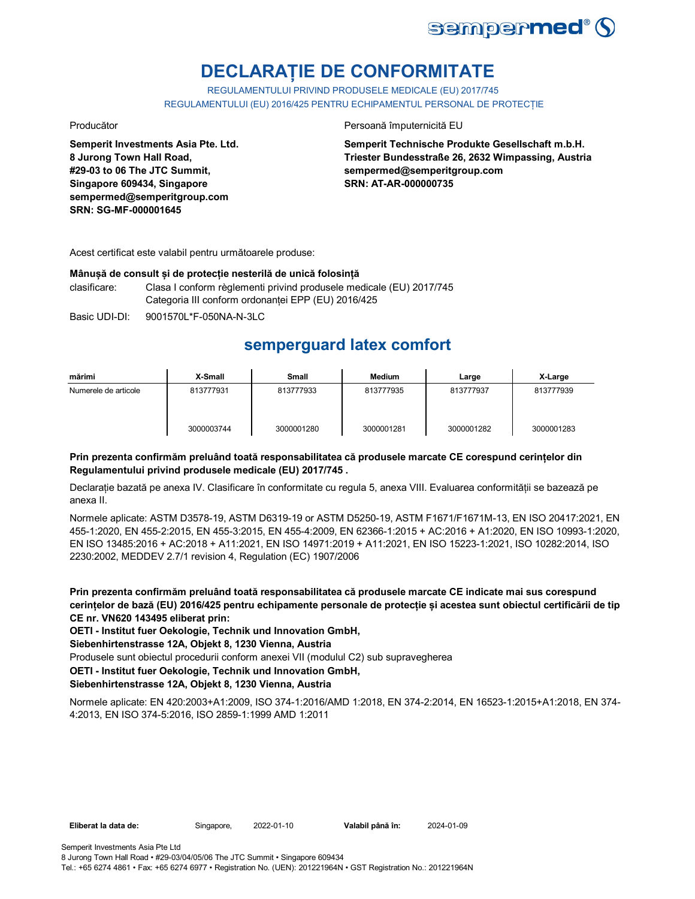# DECLARAȚIE DE CONFORMITATE

REGULAMENTULUI PRIVIND PRODUSELE MEDICALE (EU) 2017/745
REGULAMENTULUI (EU) 2016/425 PENTRU ECHIPAMENTUL PERSONAL DE PROTECȚIE

Producător

**Semperit Investments Asia Pte. Ltd.**
**8 Jurong Town Hall Road,**
**#29-03 to 06 The JTC Summit,**
**Singapore 609434, Singapore**
**sempermed@semperitgroup.com**
**SRN: SG-MF-000001645**

Persoană împuternicită EU

**Semperit Technische Produkte Gesellschaft m.b.H.**
**Triester Bundesstraße 26, 2632 Wimpassing, Austria**
**sempermed@semperitgroup.com**
**SRN: AT-AR-000000735**

Acest certificat este valabil pentru următoarele produse:

**Mânușă de consult și de protecție nesterilă de unică folosință**

clasificare: Clasa I conform règlementi privind produsele medicale (EU) 2017/745
Categoria III conform ordonanței EPP (EU) 2016/425

Basic UDI-DI: 9001570L*F-050NA-N-3LC

## semperguard latex comfort

| mărimi | X-Small | Small | Medium | Large | X-Large |
|---|---|---|---|---|---|
| Numerele de articole | 813777931<br><br>3000003744 | 813777933<br><br>3000001280 | 813777935<br><br>3000001281 | 813777937<br><br>3000001282 | 813777939<br><br>3000001283 |

**Prin prezenta confirmăm preluând toată responsabilitatea că produsele marcate CE corespund cerințelor din Regulamentului privind produsele medicale (EU) 2017/745 .**

Declarație bazată pe anexa IV. Clasificare în conformitate cu regula 5, anexa VIII. Evaluarea conformității se bazează pe anexa II.

Normele aplicate: ASTM D3578-19, ASTM D6319-19 or ASTM D5250-19, ASTM F1671/F1671M-13, EN ISO 20417:2021, EN 455-1:2020, EN 455-2:2015, EN 455-3:2015, EN 455-4:2009, EN 62366-1:2015 + AC:2016 + A1:2020, EN ISO 10993-1:2020, EN ISO 13485:2016 + AC:2018 + A11:2021, EN ISO 14971:2019 + A11:2021, EN ISO 15223-1:2021, ISO 10282:2014, ISO 2230:2002, MEDDEV 2.7/1 revision 4, Regulation (EC) 1907/2006

**Prin prezenta confirmăm preluând toată responsabilitatea că produsele marcate CE indicate mai sus corespund cerințelor de bază (EU) 2016/425 pentru echipamente personale de protecție și acestea sunt obiectul certificării de tip CE nr. VN620 143495 eliberat prin:**

**OETI - Institut fuer Oekologie, Technik und Innovation GmbH,**
**Siebenhirtenstrasse 12A, Objekt 8, 1230 Vienna, Austria**

Produsele sunt obiectul procedurii conform anexei VII (modulul C2) sub supravegherea

**OETI - Institut fuer Oekologie, Technik und Innovation GmbH,**
**Siebenhirtenstrasse 12A, Objekt 8, 1230 Vienna, Austria**

Normele aplicate: EN 420:2003+A1:2009, ISO 374-1:2016/AMD 1:2018, EN 374-2:2014, EN 16523-1:2015+A1:2018, EN 374-4:2013, EN ISO 374-5:2016, ISO 2859-1:1999 AMD 1:2011

**Eliberat la data de:** Singapore, 2022-01-10 **Valabil până în:** 2024-01-09

Semperit Investments Asia Pte Ltd
8 Jurong Town Hall Road • #29-03/04/05/06 The JTC Summit • Singapore 609434
Tel.: +65 6274 4861 • Fax: +65 6274 6977 • Registration No. (UEN): 201221964N • GST Registration No.: 201221964N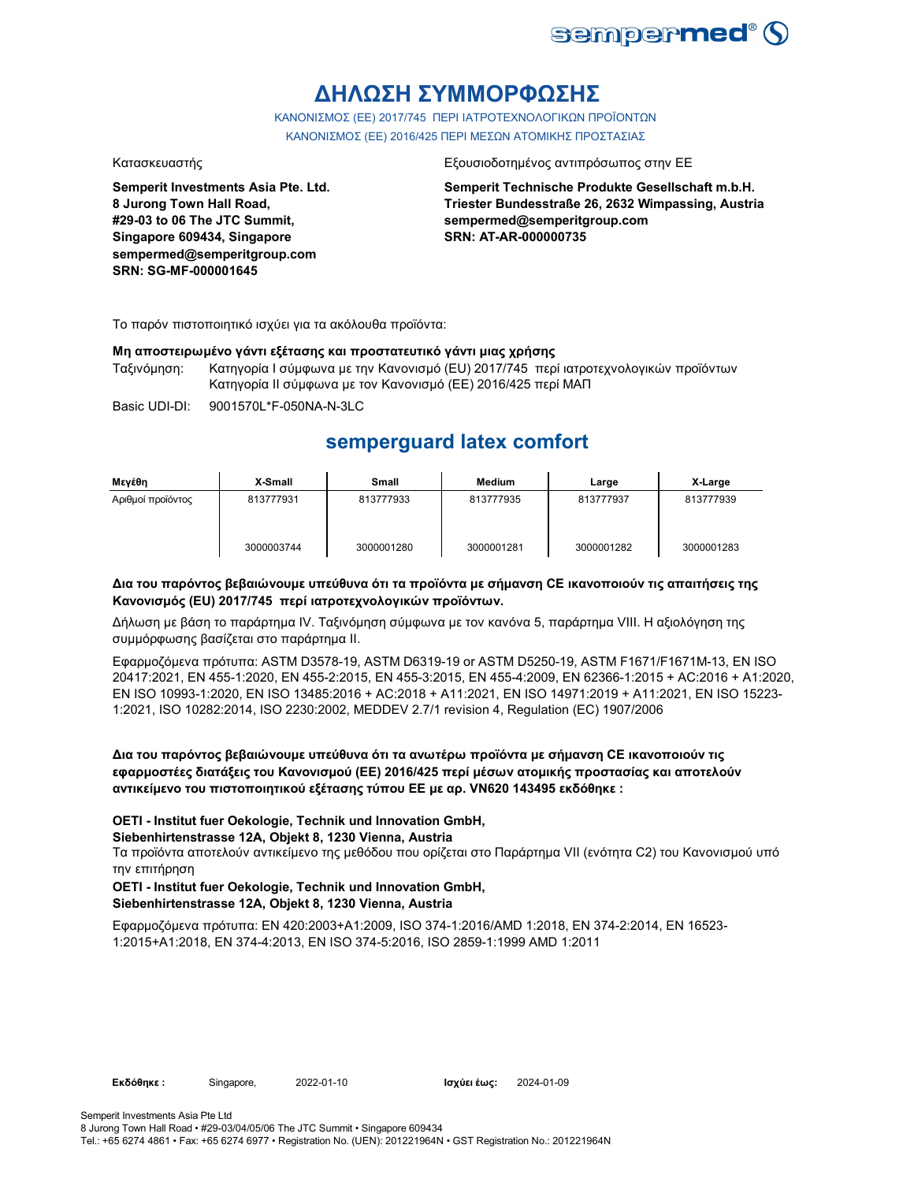# ΔΗΛΩΣΗ ΣΥΜΜΟΡΦΩΣΗΣ

ΚΑΝΟΝΙΣΜΟΣ (ΕΕ) 2017/745 ΠΕΡΙ ΙΑΤΡΟΤΕΧΝΟΛΟΓΙΚΩΝ ΠΡΟΪΟΝΤΩΝ
ΚΑΝΟΝΙΣΜΟΣ (ΕΕ) 2016/425 ΠΕΡΙ ΜΕΣΩΝ ΑΤΟΜΙΚΗΣ ΠΡΟΣΤΑΣΙΑΣ

Κατασκευαστής

**Semperit Investments Asia Pte. Ltd.**
**8 Jurong Town Hall Road,**
**#29-03 to 06 The JTC Summit,**
**Singapore 609434, Singapore**
**sempermed@semperitgroup.com**
**SRN: SG-MF-000001645**

Εξουσιοδοτημένος αντιπρόσωπος στην ΕΕ

**Semperit Technische Produkte Gesellschaft m.b.H.**
**Triester Bundesstraße 26, 2632 Wimpassing, Austria**
**sempermed@semperitgroup.com**
**SRN: AT-AR-000000735**

Το παρόν πιστοποιητικό ισχύει για τα ακόλουθα προϊόντα:

**Μη αποστειρωμένο γάντι εξέτασης και προστατευτικό γάντι μιας χρήσης**

Ταξινόμηση: Κατηγορία I σύμφωνα με την Κανονισμό (EU) 2017/745 περί ιατροτεχνολογικών προϊόντων
Κατηγορία II σύμφωνα με τον Κανονισμό (ΕΕ) 2016/425 περί ΜΑΠ

Basic UDI-DI: 9001570L*F-050NA-N-3LC

## semperguard latex comfort

| Μεγέθη | X-Small | Small | Medium | Large | X-Large |
|---|---|---|---|---|---|
| Αριθμοί προϊόντος | 813777931<br><br>3000003744 | 813777933<br><br>3000001280 | 813777935<br><br>3000001281 | 813777937<br><br>3000001282 | 813777939<br><br>3000001283 |

**Δια του παρόντος βεβαιώνουμε υπεύθυνα ότι τα προϊόντα με σήμανση CE ικανοποιούν τις απαιτήσεις της Κανονισμός (EU) 2017/745 περί ιατροτεχνολογικών προϊόντων.**

Δήλωση με βάση το παράρτημα IV. Ταξινόμηση σύμφωνα με τον κανόνα 5, παράρτημα VIII. Η αξιολόγηση της συμμόρφωσης βασίζεται στο παράρτημα II.

Εφαρμοζόμενα πρότυπα: ASTM D3578-19, ASTM D6319-19 or ASTM D5250-19, ASTM F1671/F1671M-13, EN ISO 20417:2021, EN 455-1:2020, EN 455-2:2015, EN 455-3:2015, EN 455-4:2009, EN 62366-1:2015 + AC:2016 + A1:2020, EN ISO 10993-1:2020, EN ISO 13485:2016 + AC:2018 + A11:2021, EN ISO 14971:2019 + A11:2021, EN ISO 15223-1:2021, ISO 10282:2014, ISO 2230:2002, MEDDEV 2.7/1 revision 4, Regulation (EC) 1907/2006

**Δια του παρόντος βεβαιώνουμε υπεύθυνα ότι τα ανωτέρω προϊόντα με σήμανση CE ικανοποιούν τις εφαρμοστέες διατάξεις του Κανονισμού (ΕΕ) 2016/425 περί μέσων ατομικής προστασίας και αποτελούν αντικείμενο του πιστοποιητικού εξέτασης τύπου ΕΕ με αρ. VN620 143495 εκδόθηκε :**

**OETI - Institut fuer Oekologie, Technik und Innovation GmbH,**
**Siebenhirtenstrasse 12A, Objekt 8, 1230 Vienna, Austria**

Τα προϊόντα αποτελούν αντικείμενο της μεθόδου που ορίζεται στο Παράρτημα VII (ενότητα C2) του Κανονισμού υπό την επιτήρηση

**OETI - Institut fuer Oekologie, Technik und Innovation GmbH,**
**Siebenhirtenstrasse 12A, Objekt 8, 1230 Vienna, Austria**

Εφαρμοζόμενα πρότυπα: EN 420:2003+A1:2009, ISO 374-1:2016/AMD 1:2018, EN 374-2:2014, EN 16523-1:2015+A1:2018, EN 374-4:2013, EN ISO 374-5:2016, ISO 2859-1:1999 AMD 1:2011

**Εκδόθηκε :** Singapore, 2022-01-10 **Ισχύει έως:** 2024-01-09

Semperit Investments Asia Pte Ltd
8 Jurong Town Hall Road • #29-03/04/05/06 The JTC Summit • Singapore 609434
Tel.: +65 6274 4861 • Fax: +65 6274 6977 • Registration No. (UEN): 201221964N • GST Registration No.: 201221964N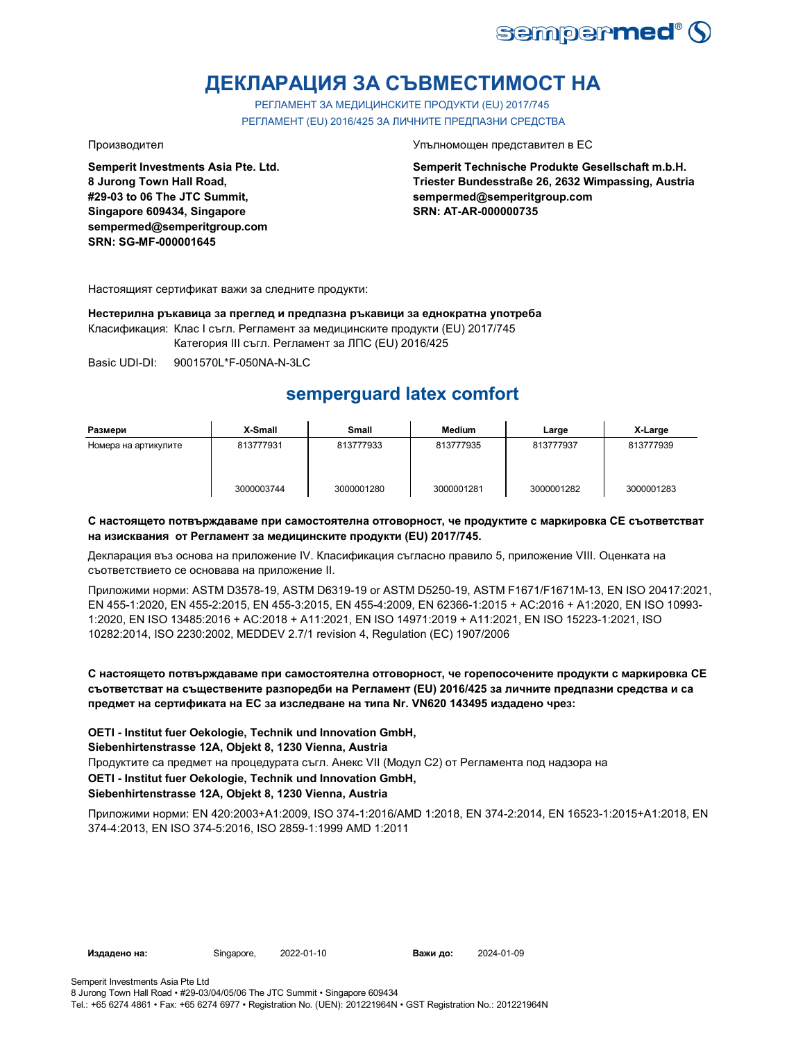# ДЕКЛАРАЦИЯ ЗА СЪВМЕСТИМОСТ НА

РЕГЛАМЕНТ ЗА МЕДИЦИНСКИТЕ ПРОДУКТИ (EU) 2017/745
РЕГЛАМЕНТ (EU) 2016/425 ЗА ЛИЧНИТЕ ПРЕДПАЗНИ СРЕДСТВА

Производител

**Semperit Investments Asia Pte. Ltd.**
**8 Jurong Town Hall Road,**
**#29-03 to 06 The JTC Summit,**
**Singapore 609434, Singapore**
**sempermed@semperitgroup.com**
**SRN: SG-MF-000001645**

Упълномощен представител в ЕС

**Semperit Technische Produkte Gesellschaft m.b.H.**
**Triester Bundesstraße 26, 2632 Wimpassing, Austria**
**sempermed@semperitgroup.com**
**SRN: AT-AR-000000735**

Настоящият сертификат важи за следните продукти:

**Нестерилна ръкавица за преглед и предпазна ръкавици за еднократна употреба**

Класификация: Клас I съгл. Регламент за медицинските продукти (EU) 2017/745
Категория III съгл. Регламент за ЛПС (EU) 2016/425

Basic UDI-DI: 9001570L*F-050NA-N-3LC

## semperguard latex comfort

| Размери | X-Small | Small | Medium | Large | X-Large |
|---|---|---|---|---|---|
| Номера на артикулите | 813777931 | 813777933 | 813777935 | 813777937 | 813777939 |
| | 3000003744 | 3000001280 | 3000001281 | 3000001282 | 3000001283 |

**С настоящето потвърждаваме при самостоятелна отговорност, че продуктите с маркировка CE съответстват на изисквания от Регламент за медицинските продукти (EU) 2017/745.**

Декларация въз основа на приложение IV. Класификация съгласно правило 5, приложение VIII. Оценката на съответствието се основава на приложение II.

Приложими норми: ASTM D3578-19, ASTM D6319-19 or ASTM D5250-19, ASTM F1671/F1671M-13, EN ISO 20417:2021, EN 455-1:2020, EN 455-2:2015, EN 455-3:2015, EN 455-4:2009, EN 62366-1:2015 + AC:2016 + A1:2020, EN ISO 10993-1:2020, EN ISO 13485:2016 + AC:2018 + A11:2021, EN ISO 14971:2019 + A11:2021, EN ISO 15223-1:2021, ISO 10282:2014, ISO 2230:2002, MEDDEV 2.7/1 revision 4, Regulation (EC) 1907/2006

**С настоящето потвърждаваме при самостоятелна отговорност, че горепосочените продукти с маркировка CE съответстват на съществените разпоредби на Регламент (EU) 2016/425 за личните предпазни средства и са предмет на сертификата на ЕС за изследване на типа Nr. VN620 143495 издадено чрез:**

**OETI - Institut fuer Oekologie, Technik und Innovation GmbH,**
**Siebenhirtenstrasse 12A, Objekt 8, 1230 Vienna, Austria**

Продуктите са предмет на процедурата съгл. Анекс VII (Модул C2) от Регламента под надзора на

**OETI - Institut fuer Oekologie, Technik und Innovation GmbH,**
**Siebenhirtenstrasse 12A, Objekt 8, 1230 Vienna, Austria**

Приложими норми: EN 420:2003+A1:2009, ISO 374-1:2016/AMD 1:2018, EN 374-2:2014, EN 16523-1:2015+A1:2018, EN 374-4:2013, EN ISO 374-5:2016, ISO 2859-1:1999 AMD 1:2011

**Издадено на:** Singapore, 2022-01-10 **Важи до:** 2024-01-09

Semperit Investments Asia Pte Ltd
8 Jurong Town Hall Road • #29-03/04/05/06 The JTC Summit • Singapore 609434
Tel.: +65 6274 4861 • Fax: +65 6274 6977 • Registration No. (UEN): 201221964N • GST Registration No.: 201221964N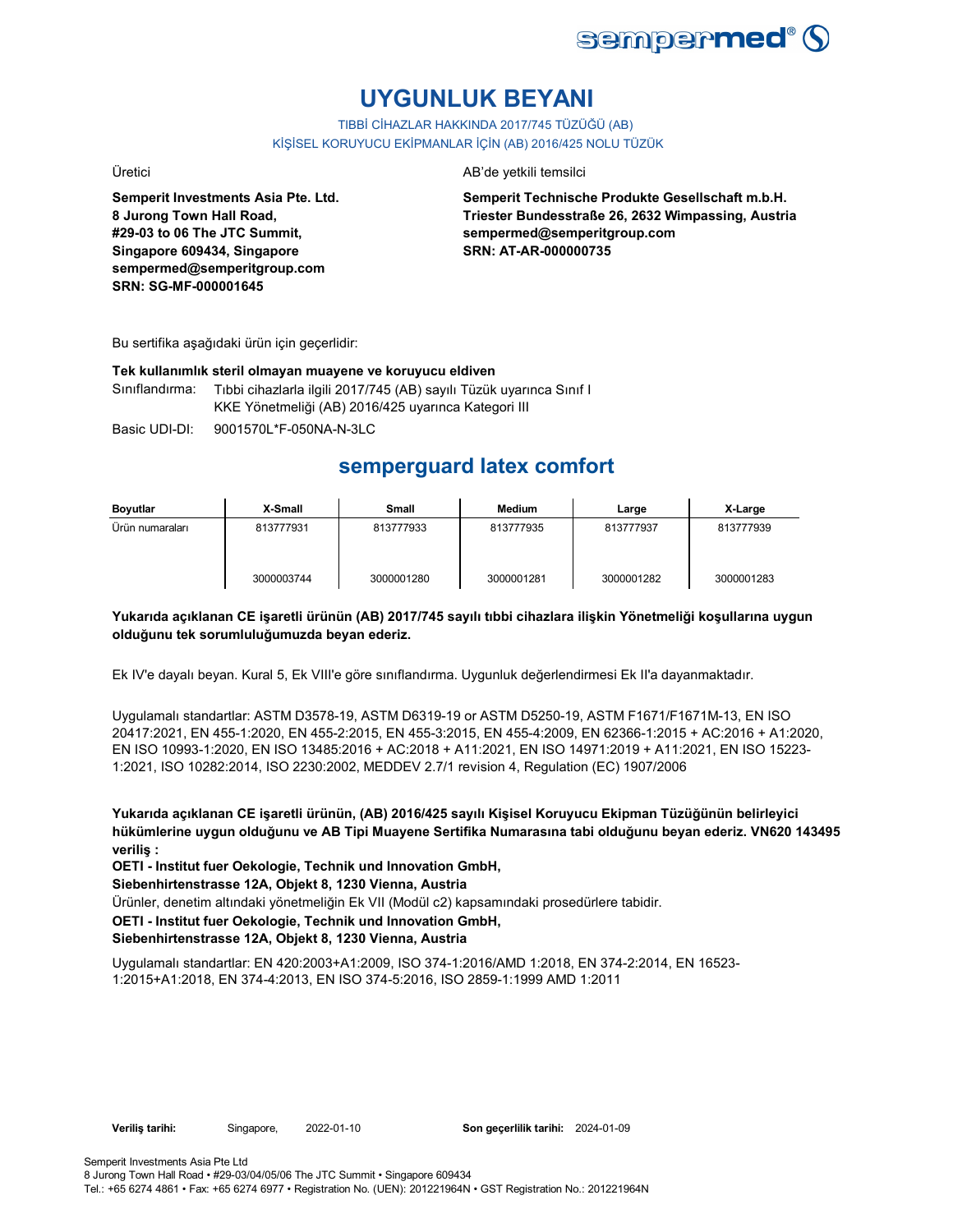# UYGUNLUK BEYANI

TIBBİ CİHAZLAR HAKKINDA 2017/745 TÜZÜĞÜ (AB)
KİŞİSEL KORUYUCU EKİPMANLAR İÇİN (AB) 2016/425 NOLU TÜZÜK

Üretici

**Semperit Investments Asia Pte. Ltd.**
**8 Jurong Town Hall Road,**
**#29-03 to 06 The JTC Summit,**
**Singapore 609434, Singapore**
**sempermed@semperitgroup.com**
**SRN: SG-MF-000001645**

AB'de yetkili temsilci

**Semperit Technische Produkte Gesellschaft m.b.H.**
**Triester Bundesstraße 26, 2632 Wimpassing, Austria**
**sempermed@semperitgroup.com**
**SRN: AT-AR-000000735**

Bu sertifika aşağıdaki ürün için geçerlidir:

**Tek kullanımlık steril olmayan muayene ve koruyucu eldiven**

Sınıflandırma: Tıbbi cihazlarla ilgili 2017/745 (AB) sayılı Tüzük uyarınca Sınıf I
KKE Yönetmeliği (AB) 2016/425 uyarınca Kategori III

Basic UDI-DI: 9001570L*F-050NA-N-3LC

## semperguard latex comfort

| Boyutlar | X-Small | Small | Medium | Large | X-Large |
|---|---|---|---|---|---|
| Ürün numaraları | 813777931 | 813777933 | 813777935 | 813777937 | 813777939 |
| | 3000003744 | 3000001280 | 3000001281 | 3000001282 | 3000001283 |

**Yukarıda açıklanan CE işaretli ürünün (AB) 2017/745 sayılı tıbbi cihazlara ilişkin Yönetmeliği koşullarına uygun olduğunu tek sorumluluğumuzda beyan ederiz.**

Ek IV'e dayalı beyan. Kural 5, Ek VIII'e göre sınıflandırma. Uygunluk değerlendirmesi Ek II'a dayanmaktadır.

Uygulamalı standartlar: ASTM D3578-19, ASTM D6319-19 or ASTM D5250-19, ASTM F1671/F1671M-13, EN ISO 20417:2021, EN 455-1:2020, EN 455-2:2015, EN 455-3:2015, EN 455-4:2009, EN 62366-1:2015 + AC:2016 + A1:2020, EN ISO 10993-1:2020, EN ISO 13485:2016 + AC:2018 + A11:2021, EN ISO 14971:2019 + A11:2021, EN ISO 15223-1:2021, ISO 10282:2014, ISO 2230:2002, MEDDEV 2.7/1 revision 4, Regulation (EC) 1907/2006

**Yukarıda açıklanan CE işaretli ürünün, (AB) 2016/425 sayılı Kişisel Koruyucu Ekipman Tüzüğünün belirleyici hükümlerine uygun olduğunu ve AB Tipi Muayene Sertifika Numarasına tabi olduğunu beyan ederiz. VN620 143495 veriliş :**

**OETI - Institut fuer Oekologie, Technik und Innovation GmbH,**
**Siebenhirtenstrasse 12A, Objekt 8, 1230 Vienna, Austria**

Ürünler, denetim altındaki yönetmeliğin Ek VII (Modül c2) kapsamındaki prosedürlere tabidir.

**OETI - Institut fuer Oekologie, Technik und Innovation GmbH,**
**Siebenhirtenstrasse 12A, Objekt 8, 1230 Vienna, Austria**

Uygulamalı standartlar: EN 420:2003+A1:2009, ISO 374-1:2016/AMD 1:2018, EN 374-2:2014, EN 16523-1:2015+A1:2018, EN 374-4:2013, EN ISO 374-5:2016, ISO 2859-1:1999 AMD 1:2011

**Veriliş tarihi:** Singapore, 2022-01-10 **Son geçerlilik tarihi:** 2024-01-09

Semperit Investments Asia Pte Ltd
8 Jurong Town Hall Road • #29-03/04/05/06 The JTC Summit • Singapore 609434
Tel.: +65 6274 4861 • Fax: +65 6274 6977 • Registration No. (UEN): 201221964N • GST Registration No.: 201221964N